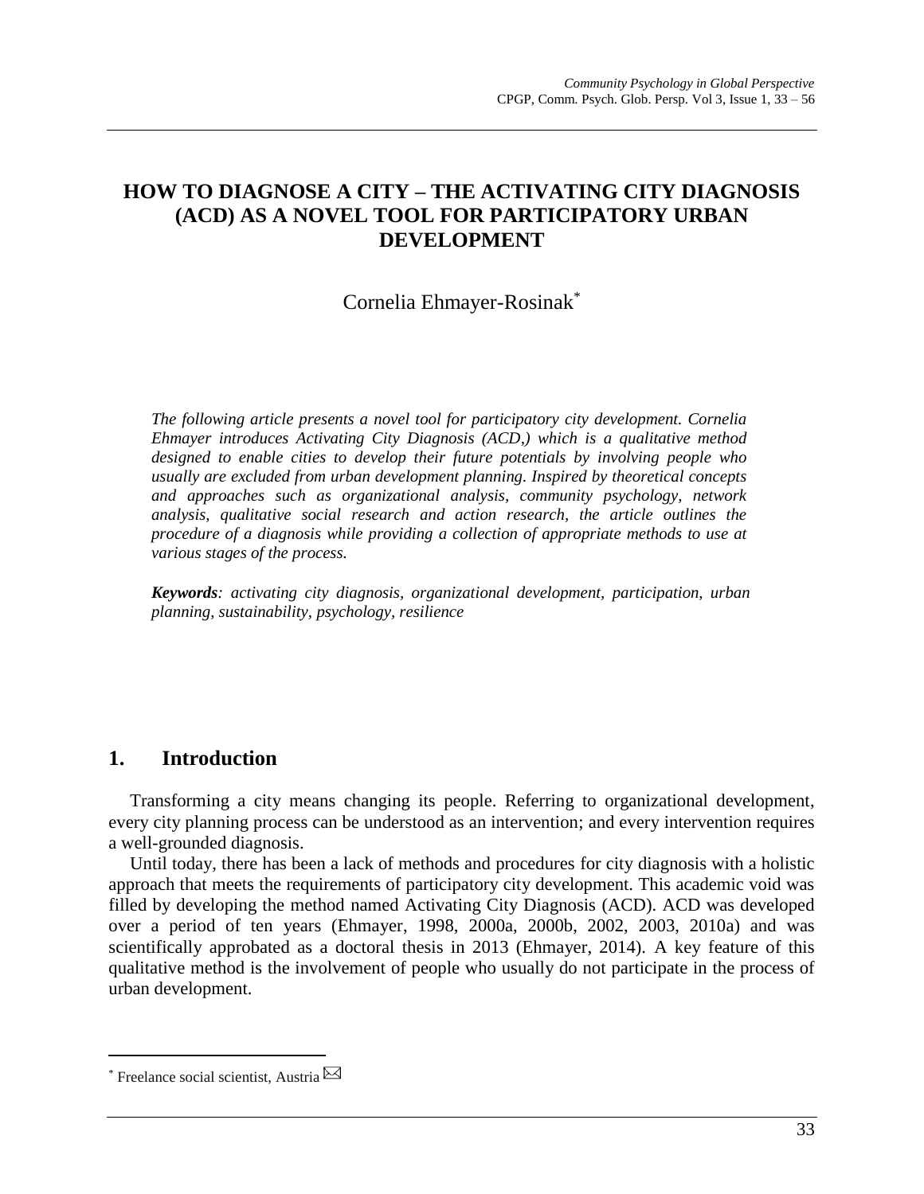# HOW TO DIAGNOSE A CITY – THE ACTIVATING CITY DIAGNOSIS (ACD) AS A NOVEL TOOL FOR PARTICIPATORY URBAN DEVELOPMENT

Cornelia Ehmayer-Rosinak*

*The following article presents a novel tool for participatory city development. Cornelia Ehmayer introduces Activating City Diagnosis (ACD,) which is a qualitative method designed to enable cities to develop their future potentials by involving people who usually are excluded from urban development planning. Inspired by theoretical concepts and approaches such as organizational analysis, community psychology, network analysis, qualitative social research and action research, the article outlines the procedure of a diagnosis while providing a collection of appropriate methods to use at various stages of the process.*

***Keywords****: activating city diagnosis, organizational development, participation, urban planning, sustainability, psychology, resilience*

## 1. Introduction

Transforming a city means changing its people. Referring to organizational development, every city planning process can be understood as an intervention; and every intervention requires a well-grounded diagnosis.

Until today, there has been a lack of methods and procedures for city diagnosis with a holistic approach that meets the requirements of participatory city development. This academic void was filled by developing the method named Activating City Diagnosis (ACD). ACD was developed over a period of ten years (Ehmayer, 1998, 2000a, 2000b, 2002, 2003, 2010a) and was scientifically approbated as a doctoral thesis in 2013 (Ehmayer, 2014). A key feature of this qualitative method is the involvement of people who usually do not participate in the process of urban development.

* Freelance social scientist, Austria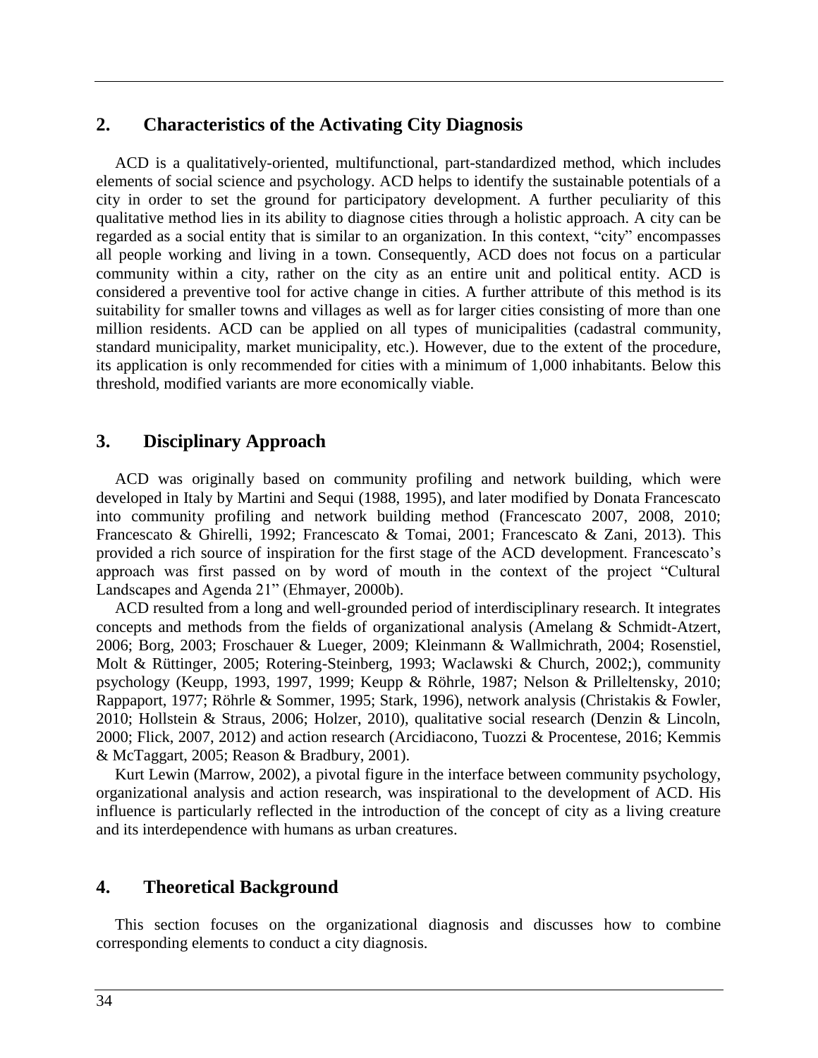## 2. Characteristics of the Activating City Diagnosis

ACD is a qualitatively-oriented, multifunctional, part-standardized method, which includes elements of social science and psychology. ACD helps to identify the sustainable potentials of a city in order to set the ground for participatory development. A further peculiarity of this qualitative method lies in its ability to diagnose cities through a holistic approach. A city can be regarded as a social entity that is similar to an organization. In this context, "city" encompasses all people working and living in a town. Consequently, ACD does not focus on a particular community within a city, rather on the city as an entire unit and political entity. ACD is considered a preventive tool for active change in cities. A further attribute of this method is its suitability for smaller towns and villages as well as for larger cities consisting of more than one million residents. ACD can be applied on all types of municipalities (cadastral community, standard municipality, market municipality, etc.). However, due to the extent of the procedure, its application is only recommended for cities with a minimum of 1,000 inhabitants. Below this threshold, modified variants are more economically viable.

## 3. Disciplinary Approach

ACD was originally based on community profiling and network building, which were developed in Italy by Martini and Sequi (1988, 1995), and later modified by Donata Francescato into community profiling and network building method (Francescato 2007, 2008, 2010; Francescato & Ghirelli, 1992; Francescato & Tomai, 2001; Francescato & Zani, 2013). This provided a rich source of inspiration for the first stage of the ACD development. Francescato's approach was first passed on by word of mouth in the context of the project "Cultural Landscapes and Agenda 21" (Ehmayer, 2000b).

ACD resulted from a long and well-grounded period of interdisciplinary research. It integrates concepts and methods from the fields of organizational analysis (Amelang & Schmidt-Atzert, 2006; Borg, 2003; Froschauer & Lueger, 2009; Kleinmann & Wallmichrath, 2004; Rosenstiel, Molt & Rüttinger, 2005; Rotering-Steinberg, 1993; Waclawski & Church, 2002;), community psychology (Keupp, 1993, 1997, 1999; Keupp & Röhrle, 1987; Nelson & Prilleltensky, 2010; Rappaport, 1977; Röhrle & Sommer, 1995; Stark, 1996), network analysis (Christakis & Fowler, 2010; Hollstein & Straus, 2006; Holzer, 2010), qualitative social research (Denzin & Lincoln, 2000; Flick, 2007, 2012) and action research (Arcidiacono, Tuozzi & Procentese, 2016; Kemmis & McTaggart, 2005; Reason & Bradbury, 2001).

Kurt Lewin (Marrow, 2002), a pivotal figure in the interface between community psychology, organizational analysis and action research, was inspirational to the development of ACD. His influence is particularly reflected in the introduction of the concept of city as a living creature and its interdependence with humans as urban creatures.

## 4. Theoretical Background

This section focuses on the organizational diagnosis and discusses how to combine corresponding elements to conduct a city diagnosis.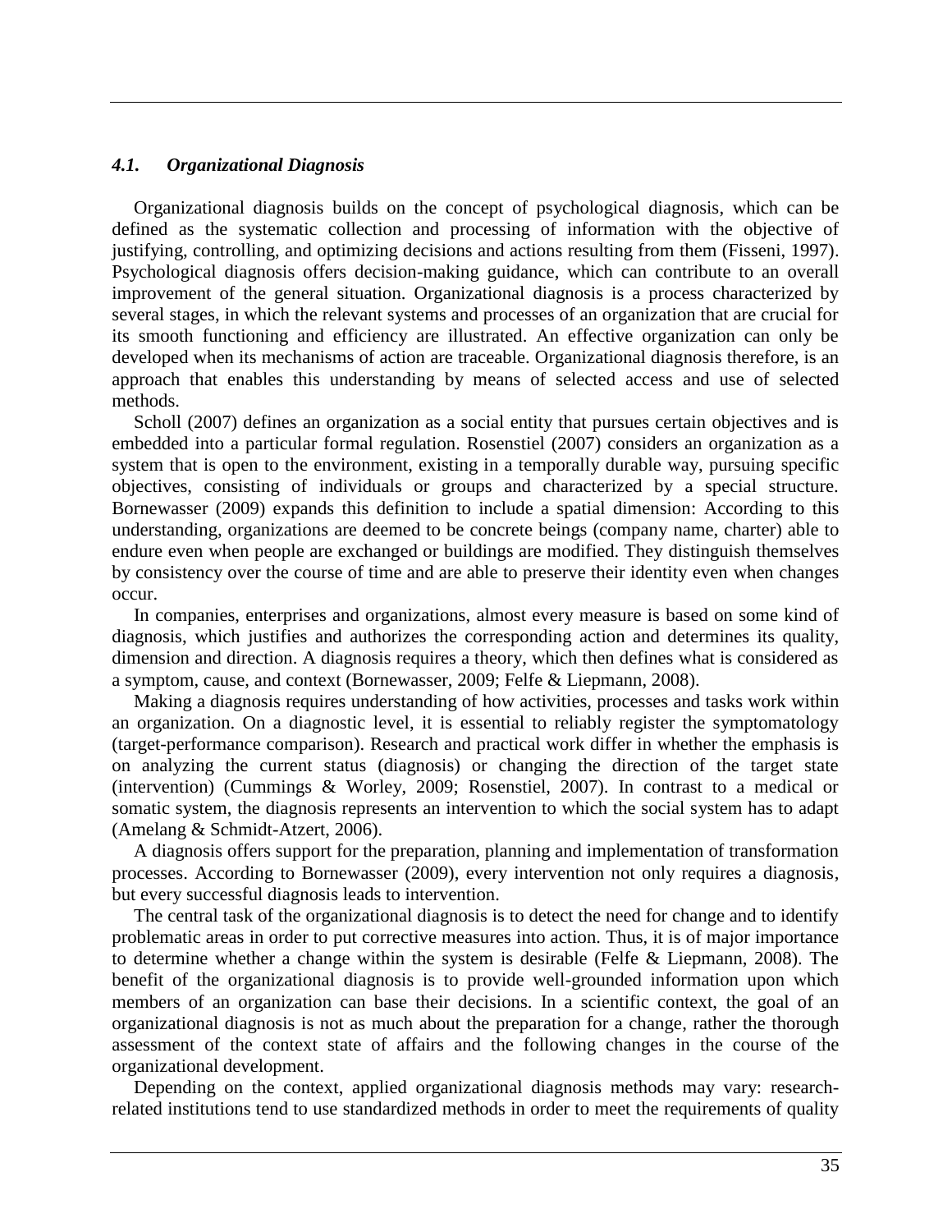### *4.1. Organizational Diagnosis*

Organizational diagnosis builds on the concept of psychological diagnosis, which can be defined as the systematic collection and processing of information with the objective of justifying, controlling, and optimizing decisions and actions resulting from them (Fisseni, 1997). Psychological diagnosis offers decision-making guidance, which can contribute to an overall improvement of the general situation. Organizational diagnosis is a process characterized by several stages, in which the relevant systems and processes of an organization that are crucial for its smooth functioning and efficiency are illustrated. An effective organization can only be developed when its mechanisms of action are traceable. Organizational diagnosis therefore, is an approach that enables this understanding by means of selected access and use of selected methods.

Scholl (2007) defines an organization as a social entity that pursues certain objectives and is embedded into a particular formal regulation. Rosenstiel (2007) considers an organization as a system that is open to the environment, existing in a temporally durable way, pursuing specific objectives, consisting of individuals or groups and characterized by a special structure. Bornewasser (2009) expands this definition to include a spatial dimension: According to this understanding, organizations are deemed to be concrete beings (company name, charter) able to endure even when people are exchanged or buildings are modified. They distinguish themselves by consistency over the course of time and are able to preserve their identity even when changes occur.

In companies, enterprises and organizations, almost every measure is based on some kind of diagnosis, which justifies and authorizes the corresponding action and determines its quality, dimension and direction. A diagnosis requires a theory, which then defines what is considered as a symptom, cause, and context (Bornewasser, 2009; Felfe & Liepmann, 2008).

Making a diagnosis requires understanding of how activities, processes and tasks work within an organization. On a diagnostic level, it is essential to reliably register the symptomatology (target-performance comparison). Research and practical work differ in whether the emphasis is on analyzing the current status (diagnosis) or changing the direction of the target state (intervention) (Cummings & Worley, 2009; Rosenstiel, 2007). In contrast to a medical or somatic system, the diagnosis represents an intervention to which the social system has to adapt (Amelang & Schmidt-Atzert, 2006).

A diagnosis offers support for the preparation, planning and implementation of transformation processes. According to Bornewasser (2009), every intervention not only requires a diagnosis, but every successful diagnosis leads to intervention.

The central task of the organizational diagnosis is to detect the need for change and to identify problematic areas in order to put corrective measures into action. Thus, it is of major importance to determine whether a change within the system is desirable (Felfe & Liepmann, 2008). The benefit of the organizational diagnosis is to provide well-grounded information upon which members of an organization can base their decisions. In a scientific context, the goal of an organizational diagnosis is not as much about the preparation for a change, rather the thorough assessment of the context state of affairs and the following changes in the course of the organizational development.

Depending on the context, applied organizational diagnosis methods may vary: research-related institutions tend to use standardized methods in order to meet the requirements of quality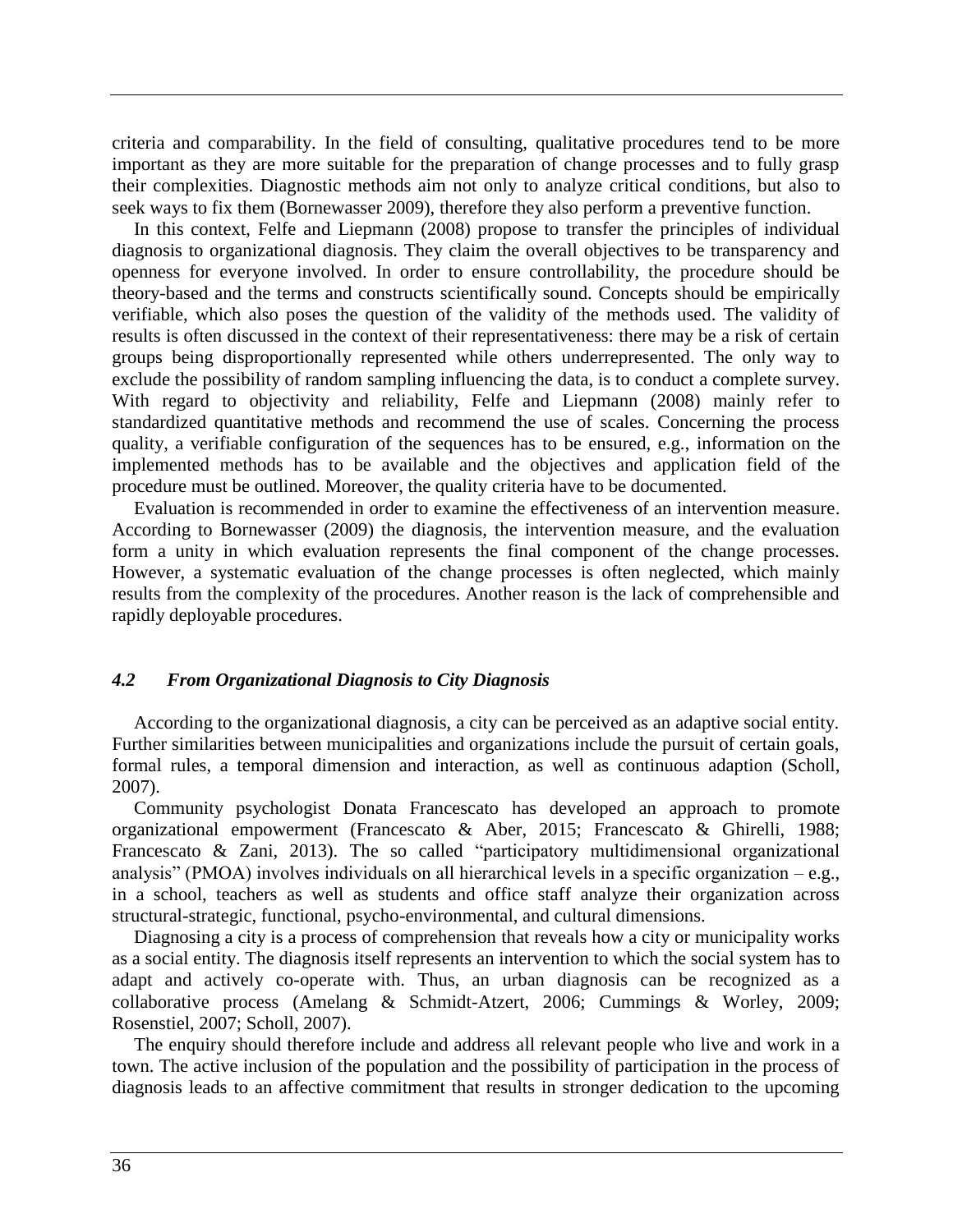criteria and comparability. In the field of consulting, qualitative procedures tend to be more important as they are more suitable for the preparation of change processes and to fully grasp their complexities. Diagnostic methods aim not only to analyze critical conditions, but also to seek ways to fix them (Bornewasser 2009), therefore they also perform a preventive function.

In this context, Felfe and Liepmann (2008) propose to transfer the principles of individual diagnosis to organizational diagnosis. They claim the overall objectives to be transparency and openness for everyone involved. In order to ensure controllability, the procedure should be theory-based and the terms and constructs scientifically sound. Concepts should be empirically verifiable, which also poses the question of the validity of the methods used. The validity of results is often discussed in the context of their representativeness: there may be a risk of certain groups being disproportionally represented while others underrepresented. The only way to exclude the possibility of random sampling influencing the data, is to conduct a complete survey. With regard to objectivity and reliability, Felfe and Liepmann (2008) mainly refer to standardized quantitative methods and recommend the use of scales. Concerning the process quality, a verifiable configuration of the sequences has to be ensured, e.g., information on the implemented methods has to be available and the objectives and application field of the procedure must be outlined. Moreover, the quality criteria have to be documented.

Evaluation is recommended in order to examine the effectiveness of an intervention measure. According to Bornewasser (2009) the diagnosis, the intervention measure, and the evaluation form a unity in which evaluation represents the final component of the change processes. However, a systematic evaluation of the change processes is often neglected, which mainly results from the complexity of the procedures. Another reason is the lack of comprehensible and rapidly deployable procedures.

### *4.2 From Organizational Diagnosis to City Diagnosis*

According to the organizational diagnosis, a city can be perceived as an adaptive social entity. Further similarities between municipalities and organizations include the pursuit of certain goals, formal rules, a temporal dimension and interaction, as well as continuous adaption (Scholl, 2007).

Community psychologist Donata Francescato has developed an approach to promote organizational empowerment (Francescato & Aber, 2015; Francescato & Ghirelli, 1988; Francescato & Zani, 2013). The so called "participatory multidimensional organizational analysis" (PMOA) involves individuals on all hierarchical levels in a specific organization – e.g., in a school, teachers as well as students and office staff analyze their organization across structural-strategic, functional, psycho-environmental, and cultural dimensions.

Diagnosing a city is a process of comprehension that reveals how a city or municipality works as a social entity. The diagnosis itself represents an intervention to which the social system has to adapt and actively co-operate with. Thus, an urban diagnosis can be recognized as a collaborative process (Amelang & Schmidt-Atzert, 2006; Cummings & Worley, 2009; Rosenstiel, 2007; Scholl, 2007).

The enquiry should therefore include and address all relevant people who live and work in a town. The active inclusion of the population and the possibility of participation in the process of diagnosis leads to an affective commitment that results in stronger dedication to the upcoming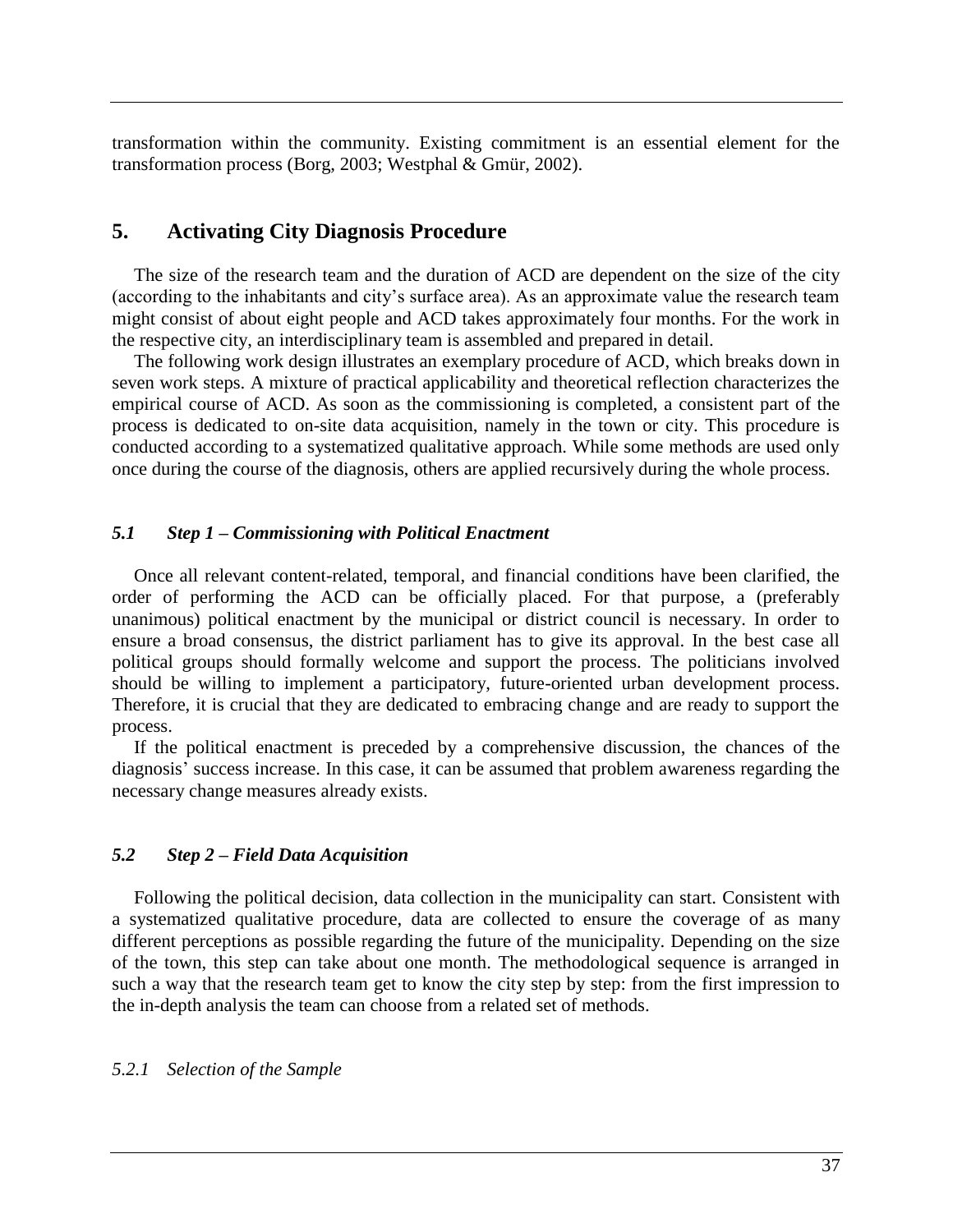transformation within the community. Existing commitment is an essential element for the transformation process (Borg, 2003; Westphal & Gmür, 2002).

## 5. Activating City Diagnosis Procedure

The size of the research team and the duration of ACD are dependent on the size of the city (according to the inhabitants and city's surface area). As an approximate value the research team might consist of about eight people and ACD takes approximately four months. For the work in the respective city, an interdisciplinary team is assembled and prepared in detail.

The following work design illustrates an exemplary procedure of ACD, which breaks down in seven work steps. A mixture of practical applicability and theoretical reflection characterizes the empirical course of ACD. As soon as the commissioning is completed, a consistent part of the process is dedicated to on-site data acquisition, namely in the town or city. This procedure is conducted according to a systematized qualitative approach. While some methods are used only once during the course of the diagnosis, others are applied recursively during the whole process.

### *5.1 Step 1 – Commissioning with Political Enactment*

Once all relevant content-related, temporal, and financial conditions have been clarified, the order of performing the ACD can be officially placed. For that purpose, a (preferably unanimous) political enactment by the municipal or district council is necessary. In order to ensure a broad consensus, the district parliament has to give its approval. In the best case all political groups should formally welcome and support the process. The politicians involved should be willing to implement a participatory, future-oriented urban development process. Therefore, it is crucial that they are dedicated to embracing change and are ready to support the process.

If the political enactment is preceded by a comprehensive discussion, the chances of the diagnosis' success increase. In this case, it can be assumed that problem awareness regarding the necessary change measures already exists.

### *5.2 Step 2 – Field Data Acquisition*

Following the political decision, data collection in the municipality can start. Consistent with a systematized qualitative procedure, data are collected to ensure the coverage of as many different perceptions as possible regarding the future of the municipality. Depending on the size of the town, this step can take about one month. The methodological sequence is arranged in such a way that the research team get to know the city step by step: from the first impression to the in-depth analysis the team can choose from a related set of methods.

#### *5.2.1 Selection of the Sample*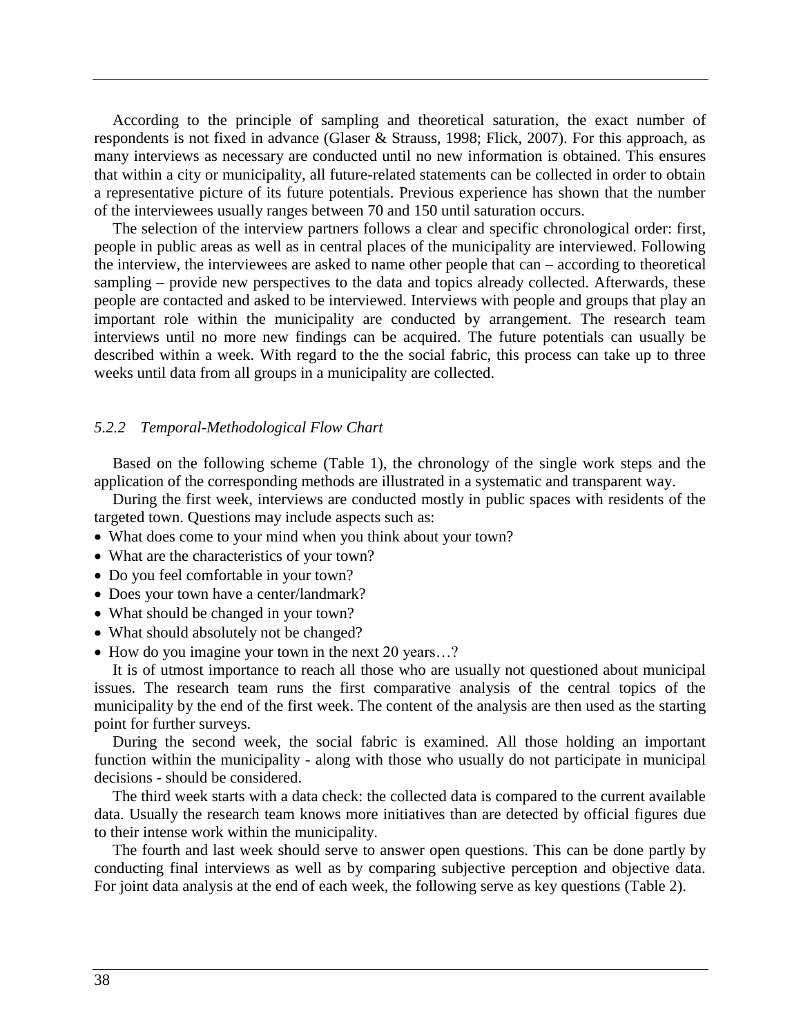According to the principle of sampling and theoretical saturation, the exact number of respondents is not fixed in advance (Glaser & Strauss, 1998; Flick, 2007). For this approach, as many interviews as necessary are conducted until no new information is obtained. This ensures that within a city or municipality, all future-related statements can be collected in order to obtain a representative picture of its future potentials. Previous experience has shown that the number of the interviewees usually ranges between 70 and 150 until saturation occurs.

The selection of the interview partners follows a clear and specific chronological order: first, people in public areas as well as in central places of the municipality are interviewed. Following the interview, the interviewees are asked to name other people that can – according to theoretical sampling – provide new perspectives to the data and topics already collected. Afterwards, these people are contacted and asked to be interviewed. Interviews with people and groups that play an important role within the municipality are conducted by arrangement. The research team interviews until no more new findings can be acquired. The future potentials can usually be described within a week. With regard to the the social fabric, this process can take up to three weeks until data from all groups in a municipality are collected.

### *5.2.2 Temporal-Methodological Flow Chart*

Based on the following scheme (Table 1), the chronology of the single work steps and the application of the corresponding methods are illustrated in a systematic and transparent way.

During the first week, interviews are conducted mostly in public spaces with residents of the targeted town. Questions may include aspects such as:

- What does come to your mind when you think about your town?
- What are the characteristics of your town?
- Do you feel comfortable in your town?
- Does your town have a center/landmark?
- What should be changed in your town?
- What should absolutely not be changed?
- How do you imagine your town in the next 20 years…?

It is of utmost importance to reach all those who are usually not questioned about municipal issues. The research team runs the first comparative analysis of the central topics of the municipality by the end of the first week. The content of the analysis are then used as the starting point for further surveys.

During the second week, the social fabric is examined. All those holding an important function within the municipality - along with those who usually do not participate in municipal decisions - should be considered.

The third week starts with a data check: the collected data is compared to the current available data. Usually the research team knows more initiatives than are detected by official figures due to their intense work within the municipality.

The fourth and last week should serve to answer open questions. This can be done partly by conducting final interviews as well as by comparing subjective perception and objective data. For joint data analysis at the end of each week, the following serve as key questions (Table 2).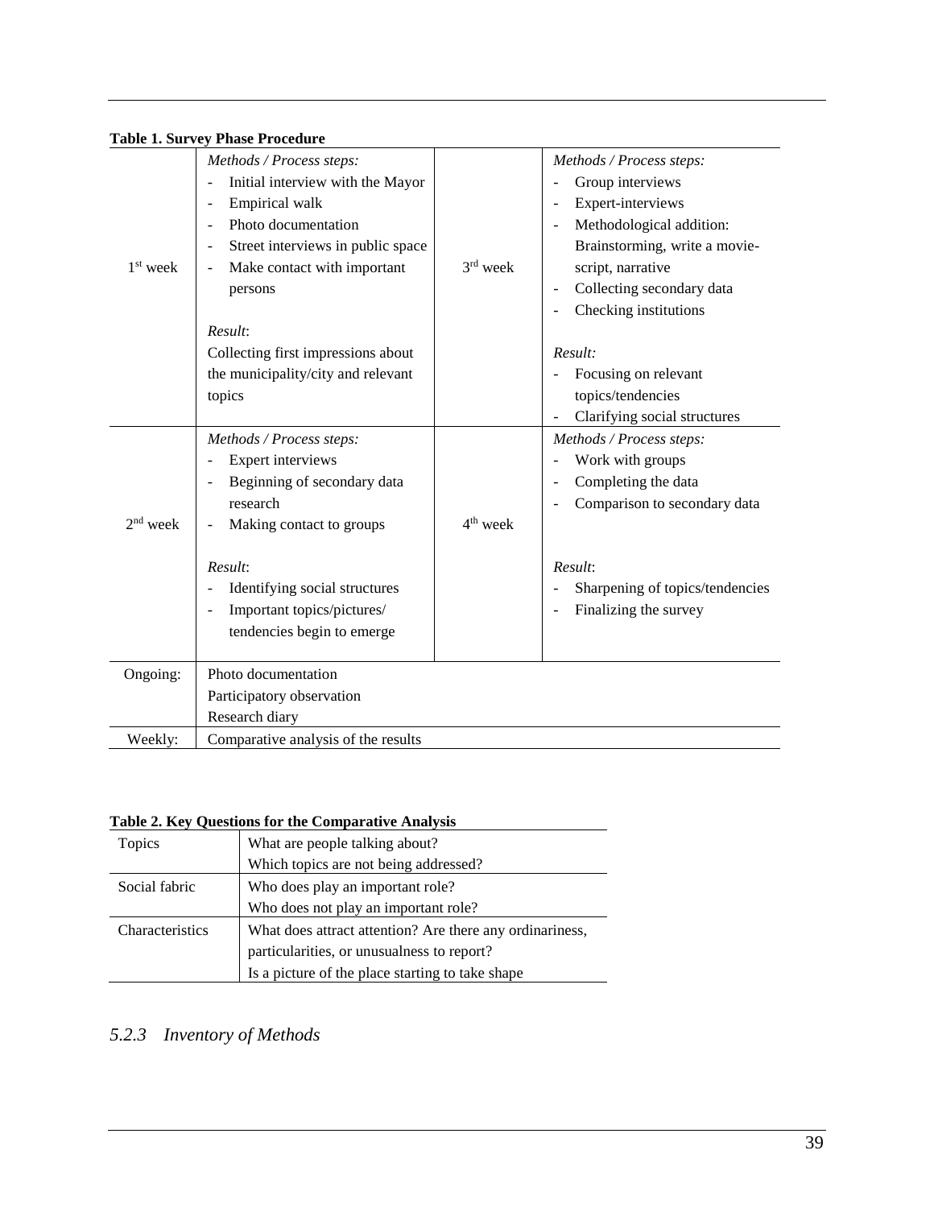**Table 1. Survey Phase Procedure**

| | | | |
|---|---|---|---|
| 1st week | *Methods / Process steps:*<br>- Initial interview with the Mayor<br>- Empirical walk<br>- Photo documentation<br>- Street interviews in public space<br>- Make contact with important persons<br><br>*Result*:<br>Collecting first impressions about the municipality/city and relevant topics | 3rd week | *Methods / Process steps:*<br>- Group interviews<br>- Expert-interviews<br>- Methodological addition: Brainstorming, write a movie-script, narrative<br>- Collecting secondary data<br>- Checking institutions<br><br>*Result:*<br>- Focusing on relevant topics/tendencies<br>- Clarifying social structures |
| 2nd week | *Methods / Process steps:*<br>- Expert interviews<br>- Beginning of secondary data research<br>- Making contact to groups<br><br>*Result*:<br>- Identifying social structures<br>- Important topics/pictures/ tendencies begin to emerge | 4th week | *Methods / Process steps:*<br>- Work with groups<br>- Completing the data<br>- Comparison to secondary data<br><br>*Result*:<br>- Sharpening of topics/tendencies<br>- Finalizing the survey |
| Ongoing: | Photo documentation<br>Participatory observation<br>Research diary | | |
| Weekly: | Comparative analysis of the results | | |

**Table 2. Key Questions for the Comparative Analysis**

| | |
|---|---|
| Topics | What are people talking about?<br>Which topics are not being addressed? |
| Social fabric | Who does play an important role?<br>Who does not play an important role? |
| Characteristics | What does attract attention? Are there any ordinariness, particularities, or unusualness to report?<br>Is a picture of the place starting to take shape |

### *5.2.3 Inventory of Methods*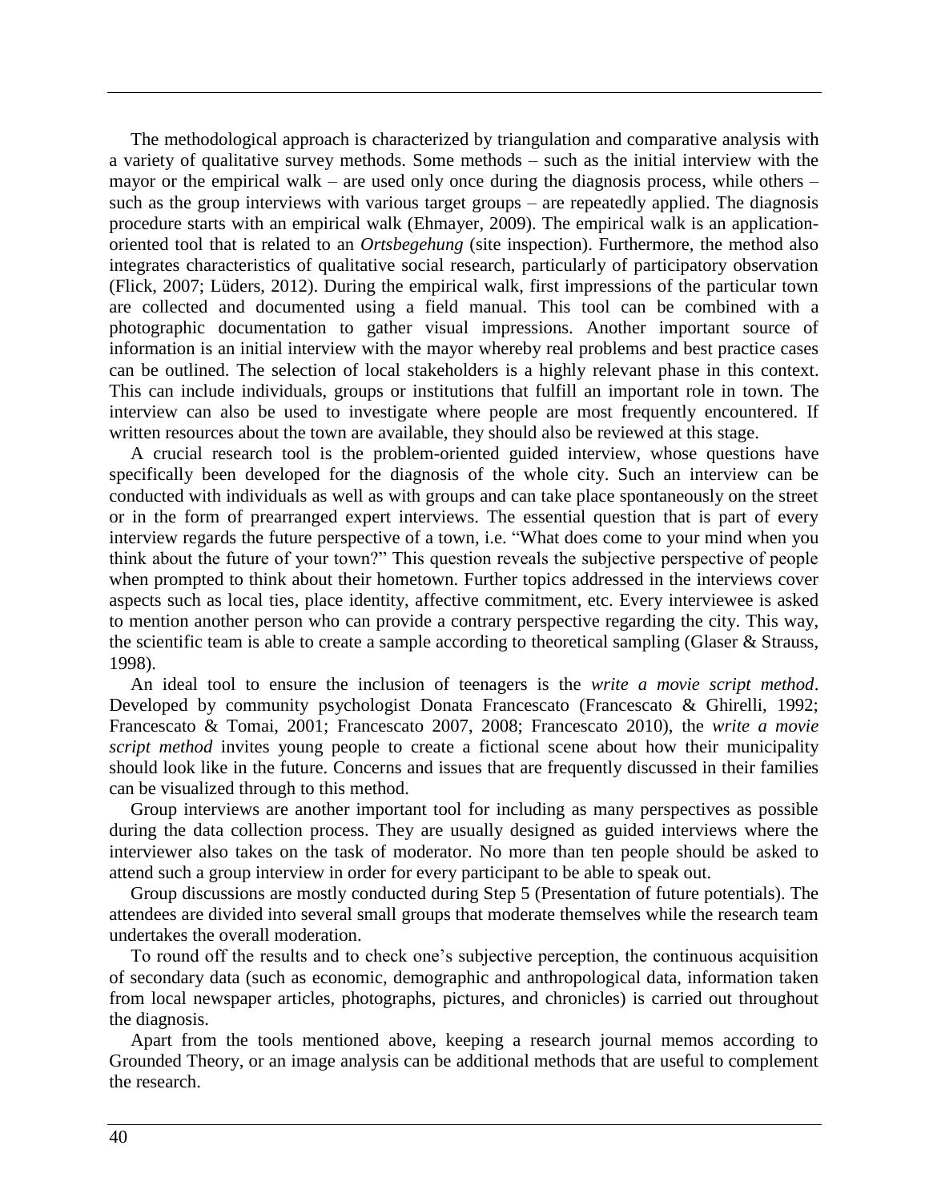The methodological approach is characterized by triangulation and comparative analysis with a variety of qualitative survey methods. Some methods – such as the initial interview with the mayor or the empirical walk – are used only once during the diagnosis process, while others – such as the group interviews with various target groups – are repeatedly applied. The diagnosis procedure starts with an empirical walk (Ehmayer, 2009). The empirical walk is an application-oriented tool that is related to an *Ortsbegehung* (site inspection). Furthermore, the method also integrates characteristics of qualitative social research, particularly of participatory observation (Flick, 2007; Lüders, 2012). During the empirical walk, first impressions of the particular town are collected and documented using a field manual. This tool can be combined with a photographic documentation to gather visual impressions. Another important source of information is an initial interview with the mayor whereby real problems and best practice cases can be outlined. The selection of local stakeholders is a highly relevant phase in this context. This can include individuals, groups or institutions that fulfill an important role in town. The interview can also be used to investigate where people are most frequently encountered. If written resources about the town are available, they should also be reviewed at this stage.

A crucial research tool is the problem-oriented guided interview, whose questions have specifically been developed for the diagnosis of the whole city. Such an interview can be conducted with individuals as well as with groups and can take place spontaneously on the street or in the form of prearranged expert interviews. The essential question that is part of every interview regards the future perspective of a town, i.e. "What does come to your mind when you think about the future of your town?" This question reveals the subjective perspective of people when prompted to think about their hometown. Further topics addressed in the interviews cover aspects such as local ties, place identity, affective commitment, etc. Every interviewee is asked to mention another person who can provide a contrary perspective regarding the city. This way, the scientific team is able to create a sample according to theoretical sampling (Glaser & Strauss, 1998).

An ideal tool to ensure the inclusion of teenagers is the *write a movie script method*. Developed by community psychologist Donata Francescato (Francescato & Ghirelli, 1992; Francescato & Tomai, 2001; Francescato 2007, 2008; Francescato 2010), the *write a movie script method* invites young people to create a fictional scene about how their municipality should look like in the future. Concerns and issues that are frequently discussed in their families can be visualized through to this method.

Group interviews are another important tool for including as many perspectives as possible during the data collection process. They are usually designed as guided interviews where the interviewer also takes on the task of moderator. No more than ten people should be asked to attend such a group interview in order for every participant to be able to speak out.

Group discussions are mostly conducted during Step 5 (Presentation of future potentials). The attendees are divided into several small groups that moderate themselves while the research team undertakes the overall moderation.

To round off the results and to check one's subjective perception, the continuous acquisition of secondary data (such as economic, demographic and anthropological data, information taken from local newspaper articles, photographs, pictures, and chronicles) is carried out throughout the diagnosis.

Apart from the tools mentioned above, keeping a research journal memos according to Grounded Theory, or an image analysis can be additional methods that are useful to complement the research.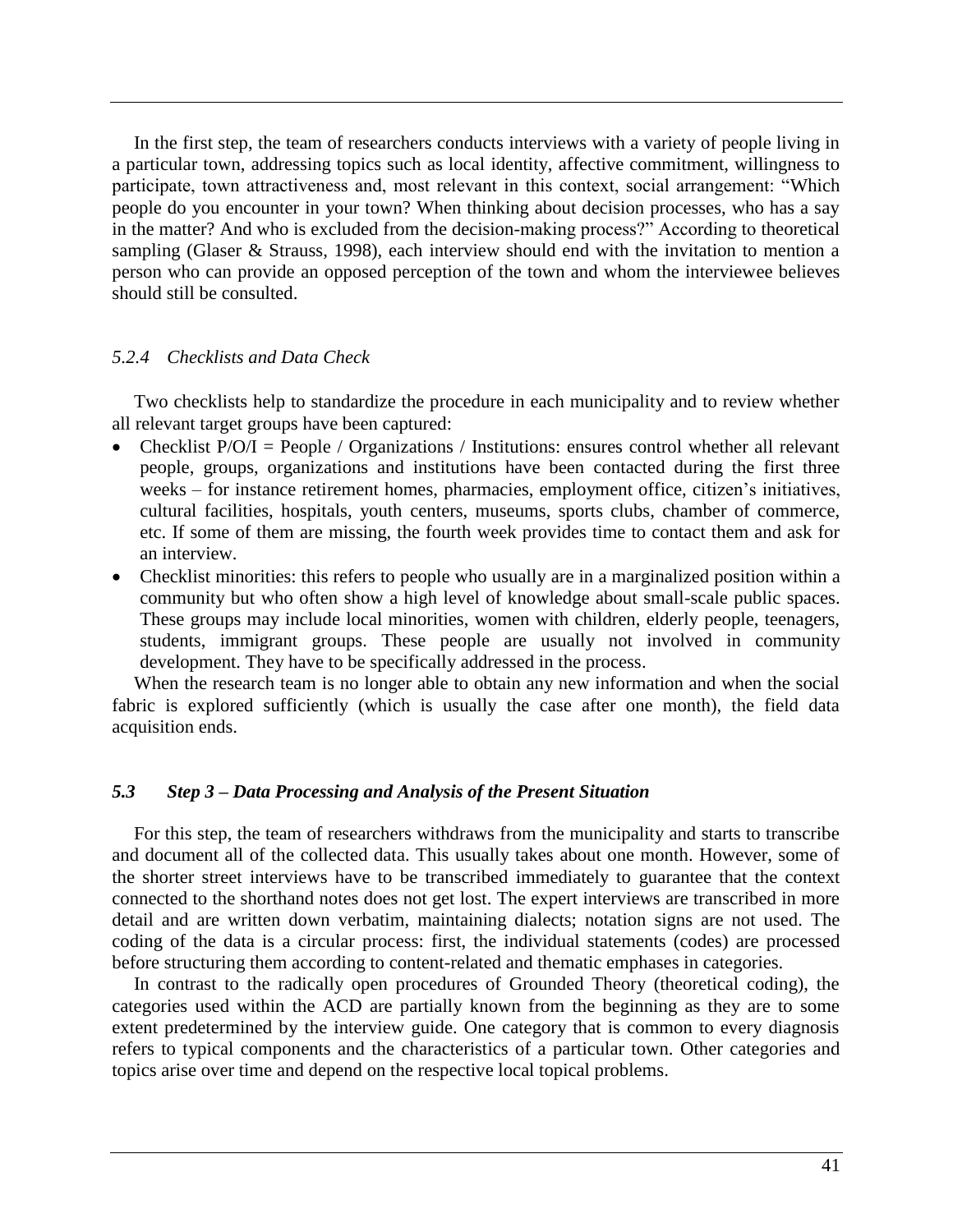In the first step, the team of researchers conducts interviews with a variety of people living in a particular town, addressing topics such as local identity, affective commitment, willingness to participate, town attractiveness and, most relevant in this context, social arrangement: "Which people do you encounter in your town? When thinking about decision processes, who has a say in the matter? And who is excluded from the decision-making process?" According to theoretical sampling (Glaser & Strauss, 1998), each interview should end with the invitation to mention a person who can provide an opposed perception of the town and whom the interviewee believes should still be consulted.

### *5.2.4 Checklists and Data Check*

Two checklists help to standardize the procedure in each municipality and to review whether all relevant target groups have been captured:

- Checklist P/O/I = People / Organizations / Institutions: ensures control whether all relevant people, groups, organizations and institutions have been contacted during the first three weeks – for instance retirement homes, pharmacies, employment office, citizen's initiatives, cultural facilities, hospitals, youth centers, museums, sports clubs, chamber of commerce, etc. If some of them are missing, the fourth week provides time to contact them and ask for an interview.
- Checklist minorities: this refers to people who usually are in a marginalized position within a community but who often show a high level of knowledge about small-scale public spaces. These groups may include local minorities, women with children, elderly people, teenagers, students, immigrant groups. These people are usually not involved in community development. They have to be specifically addressed in the process.

When the research team is no longer able to obtain any new information and when the social fabric is explored sufficiently (which is usually the case after one month), the field data acquisition ends.

## *5.3 Step 3 – Data Processing and Analysis of the Present Situation*

For this step, the team of researchers withdraws from the municipality and starts to transcribe and document all of the collected data. This usually takes about one month. However, some of the shorter street interviews have to be transcribed immediately to guarantee that the context connected to the shorthand notes does not get lost. The expert interviews are transcribed in more detail and are written down verbatim, maintaining dialects; notation signs are not used. The coding of the data is a circular process: first, the individual statements (codes) are processed before structuring them according to content-related and thematic emphases in categories.

In contrast to the radically open procedures of Grounded Theory (theoretical coding), the categories used within the ACD are partially known from the beginning as they are to some extent predetermined by the interview guide. One category that is common to every diagnosis refers to typical components and the characteristics of a particular town. Other categories and topics arise over time and depend on the respective local topical problems.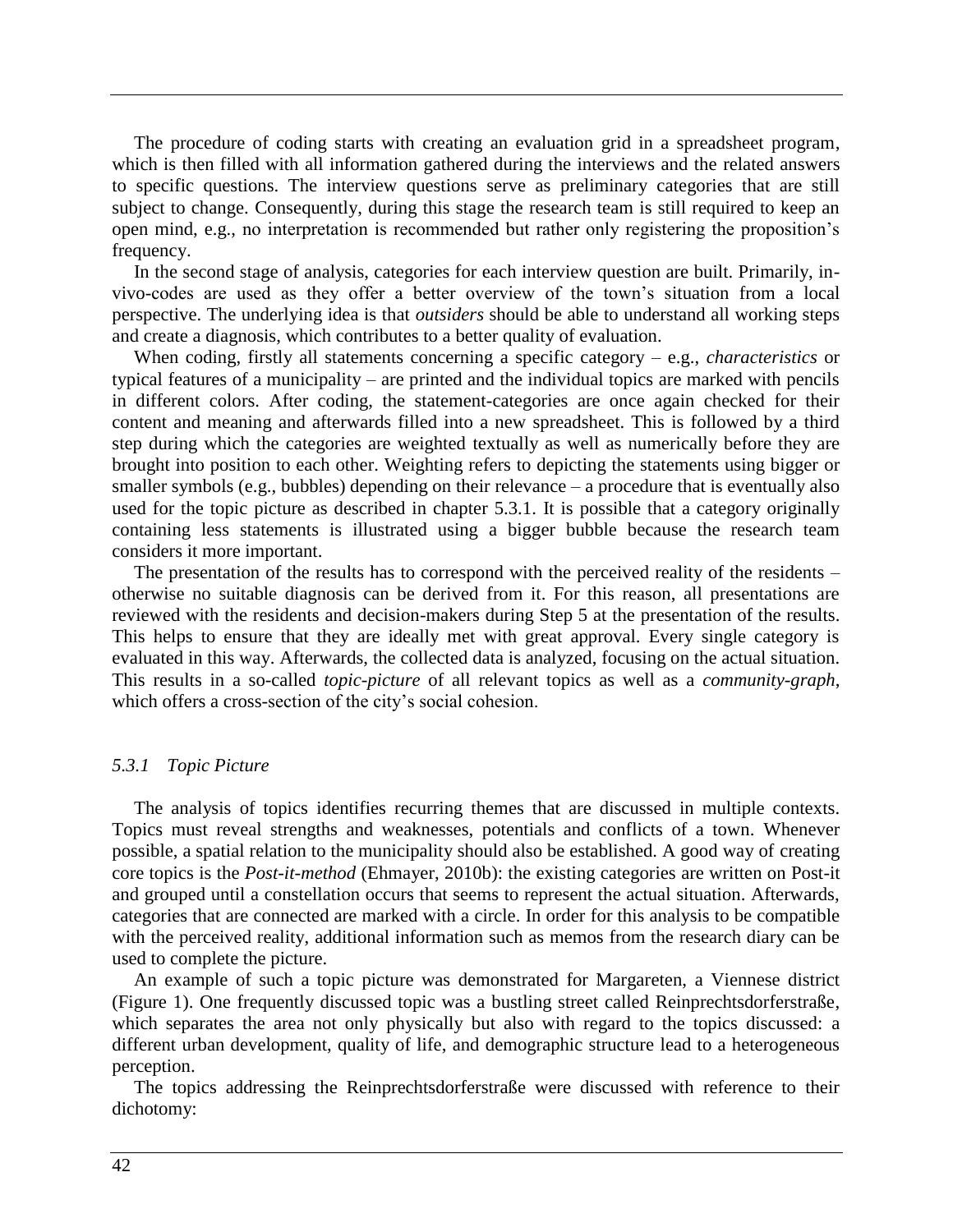The procedure of coding starts with creating an evaluation grid in a spreadsheet program, which is then filled with all information gathered during the interviews and the related answers to specific questions. The interview questions serve as preliminary categories that are still subject to change. Consequently, during this stage the research team is still required to keep an open mind, e.g., no interpretation is recommended but rather only registering the proposition's frequency.

In the second stage of analysis, categories for each interview question are built. Primarily, in-vivo-codes are used as they offer a better overview of the town's situation from a local perspective. The underlying idea is that *outsiders* should be able to understand all working steps and create a diagnosis, which contributes to a better quality of evaluation.

When coding, firstly all statements concerning a specific category – e.g., *characteristics* or typical features of a municipality – are printed and the individual topics are marked with pencils in different colors. After coding, the statement-categories are once again checked for their content and meaning and afterwards filled into a new spreadsheet. This is followed by a third step during which the categories are weighted textually as well as numerically before they are brought into position to each other. Weighting refers to depicting the statements using bigger or smaller symbols (e.g., bubbles) depending on their relevance – a procedure that is eventually also used for the topic picture as described in chapter 5.3.1. It is possible that a category originally containing less statements is illustrated using a bigger bubble because the research team considers it more important.

The presentation of the results has to correspond with the perceived reality of the residents – otherwise no suitable diagnosis can be derived from it. For this reason, all presentations are reviewed with the residents and decision-makers during Step 5 at the presentation of the results. This helps to ensure that they are ideally met with great approval. Every single category is evaluated in this way. Afterwards, the collected data is analyzed, focusing on the actual situation. This results in a so-called *topic-picture* of all relevant topics as well as a *community-graph*, which offers a cross-section of the city's social cohesion.

### *5.3.1 Topic Picture*

The analysis of topics identifies recurring themes that are discussed in multiple contexts. Topics must reveal strengths and weaknesses, potentials and conflicts of a town. Whenever possible, a spatial relation to the municipality should also be established. A good way of creating core topics is the *Post-it-method* (Ehmayer, 2010b): the existing categories are written on Post-it and grouped until a constellation occurs that seems to represent the actual situation. Afterwards, categories that are connected are marked with a circle. In order for this analysis to be compatible with the perceived reality, additional information such as memos from the research diary can be used to complete the picture.

An example of such a topic picture was demonstrated for Margareten, a Viennese district (Figure 1). One frequently discussed topic was a bustling street called Reinprechtsdorferstraße, which separates the area not only physically but also with regard to the topics discussed: a different urban development, quality of life, and demographic structure lead to a heterogeneous perception.

The topics addressing the Reinprechtsdorferstraße were discussed with reference to their dichotomy: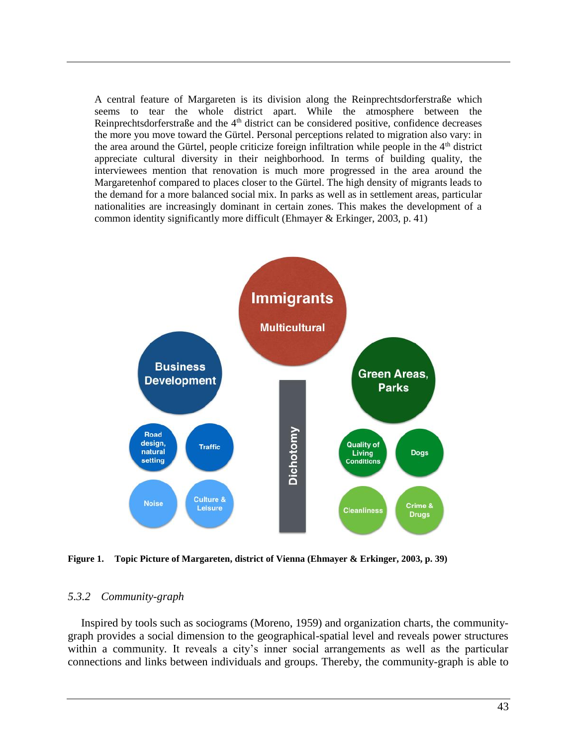A central feature of Margareten is its division along the Reinprechtsdorferstraße which seems to tear the whole district apart. While the atmosphere between the Reinprechtsdorferstraße and the 4th district can be considered positive, confidence decreases the more you move toward the Gürtel. Personal perceptions related to migration also vary: in the area around the Gürtel, people criticize foreign infiltration while people in the 4th district appreciate cultural diversity in their neighborhood. In terms of building quality, the interviewees mention that renovation is much more progressed in the area around the Margaretenhof compared to places closer to the Gürtel. The high density of migrants leads to the demand for a more balanced social mix. In parks as well as in settlement areas, particular nationalities are increasingly dominant in certain zones. This makes the development of a common identity significantly more difficult (Ehmayer & Erkinger, 2003, p. 41)

**Figure 1. Topic Picture of Margareten, district of Vienna (Ehmayer & Erkinger, 2003, p. 39)**

### *5.3.2 Community-graph*

Inspired by tools such as sociograms (Moreno, 1959) and organization charts, the community-graph provides a social dimension to the geographical-spatial level and reveals power structures within a community. It reveals a city's inner social arrangements as well as the particular connections and links between individuals and groups. Thereby, the community-graph is able to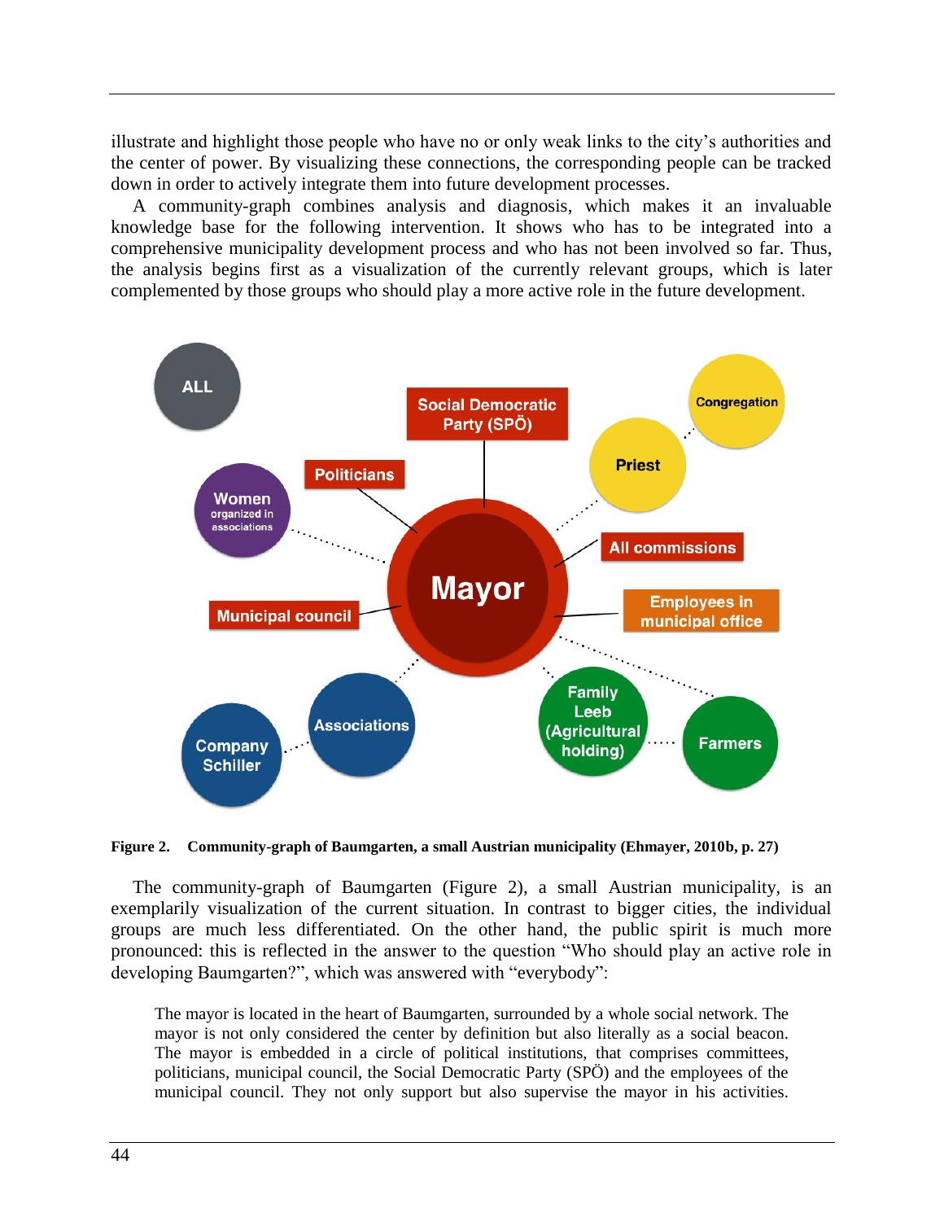illustrate and highlight those people who have no or only weak links to the city's authorities and the center of power. By visualizing these connections, the corresponding people can be tracked down in order to actively integrate them into future development processes.

A community-graph combines analysis and diagnosis, which makes it an invaluable knowledge base for the following intervention. It shows who has to be integrated into a comprehensive municipality development process and who has not been involved so far. Thus, the analysis begins first as a visualization of the currently relevant groups, which is later complemented by those groups who should play a more active role in the future development.

**Figure 2. Community-graph of Baumgarten, a small Austrian municipality (Ehmayer, 2010b, p. 27)**

The community-graph of Baumgarten (Figure 2), a small Austrian municipality, is an exemplarily visualization of the current situation. In contrast to bigger cities, the individual groups are much less differentiated. On the other hand, the public spirit is much more pronounced: this is reflected in the answer to the question "Who should play an active role in developing Baumgarten?", which was answered with "everybody":

> The mayor is located in the heart of Baumgarten, surrounded by a whole social network. The mayor is not only considered the center by definition but also literally as a social beacon. The mayor is embedded in a circle of political institutions, that comprises committees, politicians, municipal council, the Social Democratic Party (SPÖ) and the employees of the municipal council. They not only support but also supervise the mayor in his activities.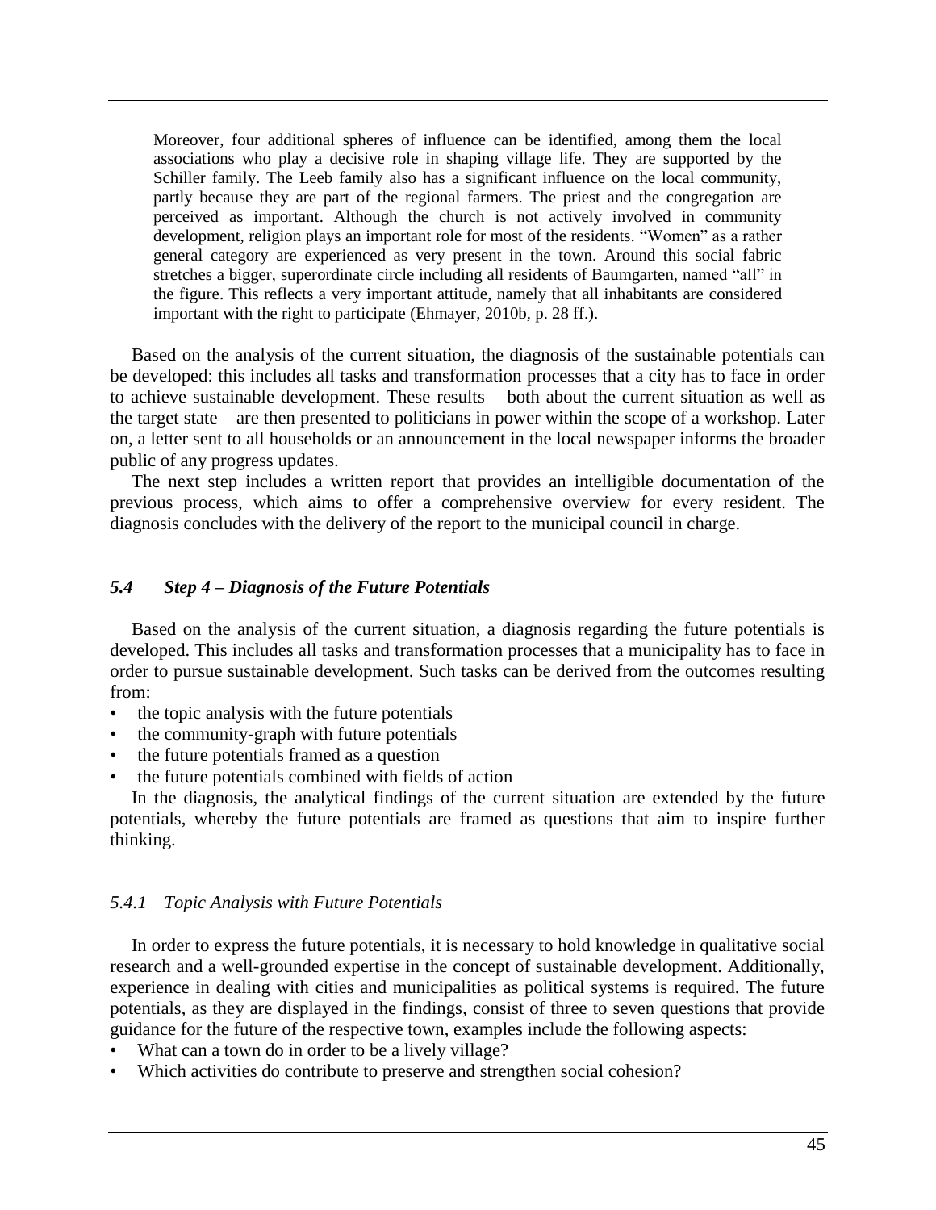> Moreover, four additional spheres of influence can be identified, among them the local associations who play a decisive role in shaping village life. They are supported by the Schiller family. The Leeb family also has a significant influence on the local community, partly because they are part of the regional farmers. The priest and the congregation are perceived as important. Although the church is not actively involved in community development, religion plays an important role for most of the residents. "Women" as a rather general category are experienced as very present in the town. Around this social fabric stretches a bigger, superordinate circle including all residents of Baumgarten, named "all" in the figure. This reflects a very important attitude, namely that all inhabitants are considered important with the right to participate (Ehmayer, 2010b, p. 28 ff.).

Based on the analysis of the current situation, the diagnosis of the sustainable potentials can be developed: this includes all tasks and transformation processes that a city has to face in order to achieve sustainable development. These results – both about the current situation as well as the target state – are then presented to politicians in power within the scope of a workshop. Later on, a letter sent to all households or an announcement in the local newspaper informs the broader public of any progress updates.

The next step includes a written report that provides an intelligible documentation of the previous process, which aims to offer a comprehensive overview for every resident. The diagnosis concludes with the delivery of the report to the municipal council in charge.

## *5.4 Step 4 – Diagnosis of the Future Potentials*

Based on the analysis of the current situation, a diagnosis regarding the future potentials is developed. This includes all tasks and transformation processes that a municipality has to face in order to pursue sustainable development. Such tasks can be derived from the outcomes resulting from:

- the topic analysis with the future potentials
- the community-graph with future potentials
- the future potentials framed as a question
- the future potentials combined with fields of action

In the diagnosis, the analytical findings of the current situation are extended by the future potentials, whereby the future potentials are framed as questions that aim to inspire further thinking.

### *5.4.1 Topic Analysis with Future Potentials*

In order to express the future potentials, it is necessary to hold knowledge in qualitative social research and a well-grounded expertise in the concept of sustainable development. Additionally, experience in dealing with cities and municipalities as political systems is required. The future potentials, as they are displayed in the findings, consist of three to seven questions that provide guidance for the future of the respective town, examples include the following aspects:

- What can a town do in order to be a lively village?
- Which activities do contribute to preserve and strengthen social cohesion?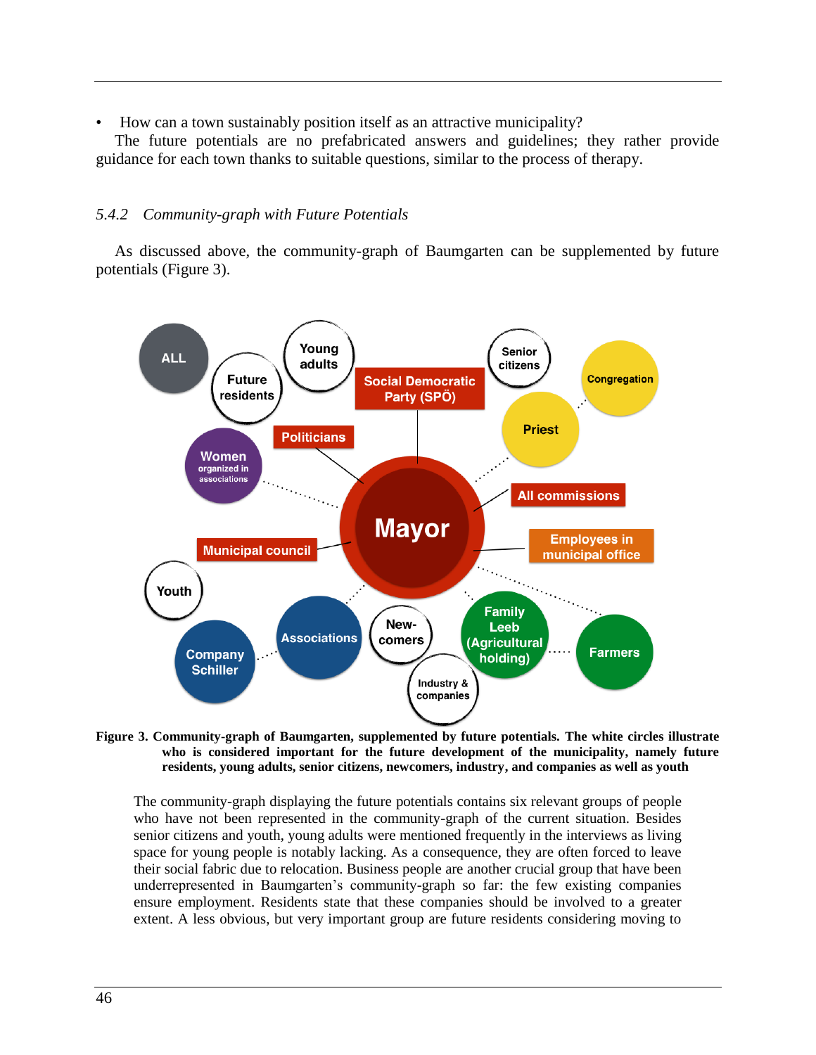- How can a town sustainably position itself as an attractive municipality?

The future potentials are no prefabricated answers and guidelines; they rather provide guidance for each town thanks to suitable questions, similar to the process of therapy.

### *5.4.2 Community-graph with Future Potentials*

As discussed above, the community-graph of Baumgarten can be supplemented by future potentials (Figure 3).

**Figure 3. Community-graph of Baumgarten, supplemented by future potentials. The white circles illustrate who is considered important for the future development of the municipality, namely future residents, young adults, senior citizens, newcomers, industry, and companies as well as youth**

The community-graph displaying the future potentials contains six relevant groups of people who have not been represented in the community-graph of the current situation. Besides senior citizens and youth, young adults were mentioned frequently in the interviews as living space for young people is notably lacking. As a consequence, they are often forced to leave their social fabric due to relocation. Business people are another crucial group that have been underrepresented in Baumgarten's community-graph so far: the few existing companies ensure employment. Residents state that these companies should be involved to a greater extent. A less obvious, but very important group are future residents considering moving to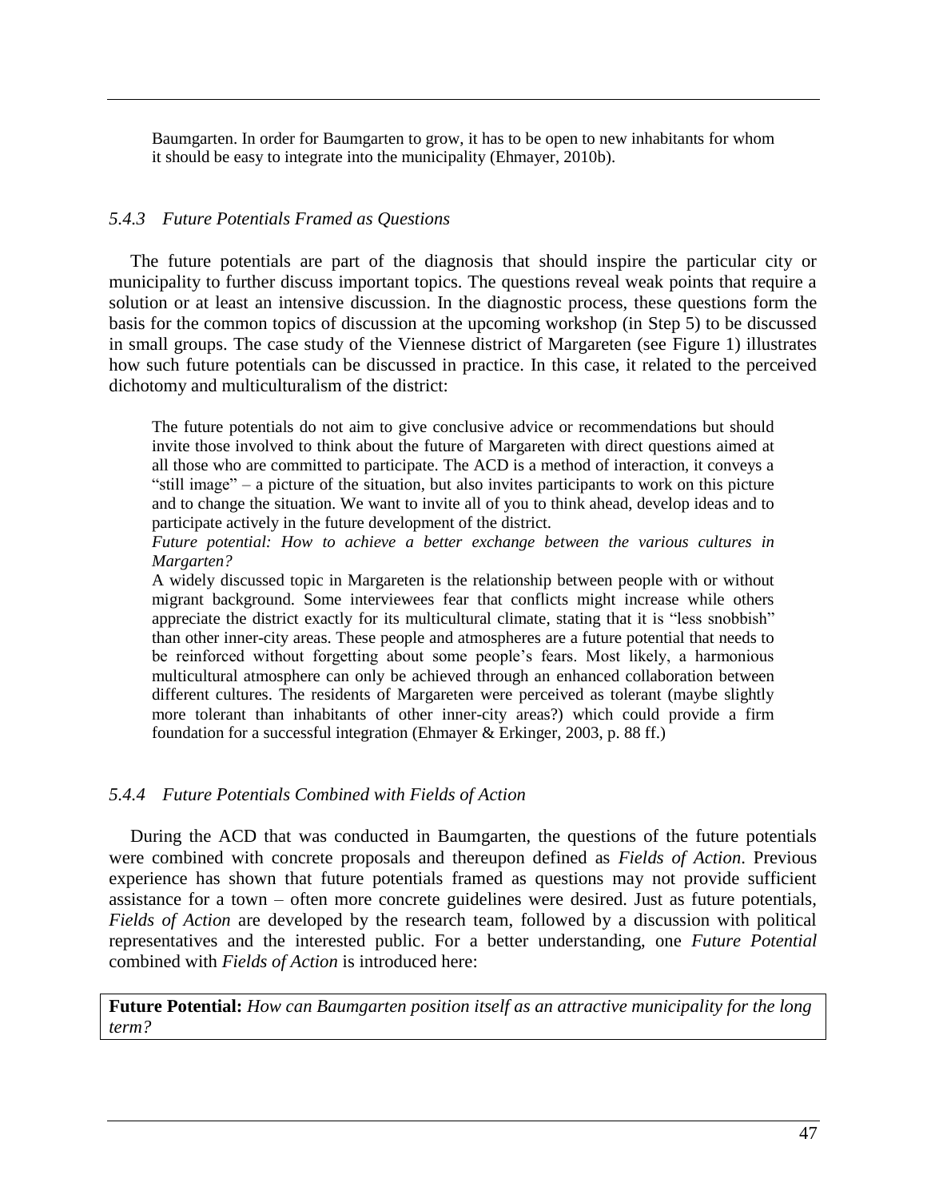> Baumgarten. In order for Baumgarten to grow, it has to be open to new inhabitants for whom it should be easy to integrate into the municipality (Ehmayer, 2010b).

### *5.4.3 Future Potentials Framed as Questions*

The future potentials are part of the diagnosis that should inspire the particular city or municipality to further discuss important topics. The questions reveal weak points that require a solution or at least an intensive discussion. In the diagnostic process, these questions form the basis for the common topics of discussion at the upcoming workshop (in Step 5) to be discussed in small groups. The case study of the Viennese district of Margareten (see Figure 1) illustrates how such future potentials can be discussed in practice. In this case, it related to the perceived dichotomy and multiculturalism of the district:

> The future potentials do not aim to give conclusive advice or recommendations but should invite those involved to think about the future of Margareten with direct questions aimed at all those who are committed to participate. The ACD is a method of interaction, it conveys a "still image" – a picture of the situation, but also invites participants to work on this picture and to change the situation. We want to invite all of you to think ahead, develop ideas and to participate actively in the future development of the district.
>
> *Future potential: How to achieve a better exchange between the various cultures in Margarten?*
>
> A widely discussed topic in Margareten is the relationship between people with or without migrant background. Some interviewees fear that conflicts might increase while others appreciate the district exactly for its multicultural climate, stating that it is "less snobbish" than other inner-city areas. These people and atmospheres are a future potential that needs to be reinforced without forgetting about some people's fears. Most likely, a harmonious multicultural atmosphere can only be achieved through an enhanced collaboration between different cultures. The residents of Margareten were perceived as tolerant (maybe slightly more tolerant than inhabitants of other inner-city areas?) which could provide a firm foundation for a successful integration (Ehmayer & Erkinger, 2003, p. 88 ff.)

### *5.4.4 Future Potentials Combined with Fields of Action*

During the ACD that was conducted in Baumgarten, the questions of the future potentials were combined with concrete proposals and thereupon defined as *Fields of Action*. Previous experience has shown that future potentials framed as questions may not provide sufficient assistance for a town – often more concrete guidelines were desired. Just as future potentials, *Fields of Action* are developed by the research team, followed by a discussion with political representatives and the interested public. For a better understanding, one *Future Potential* combined with *Fields of Action* is introduced here:

| **Future Potential:** *How can Baumgarten position itself as an attractive municipality for the long term?* |
|---|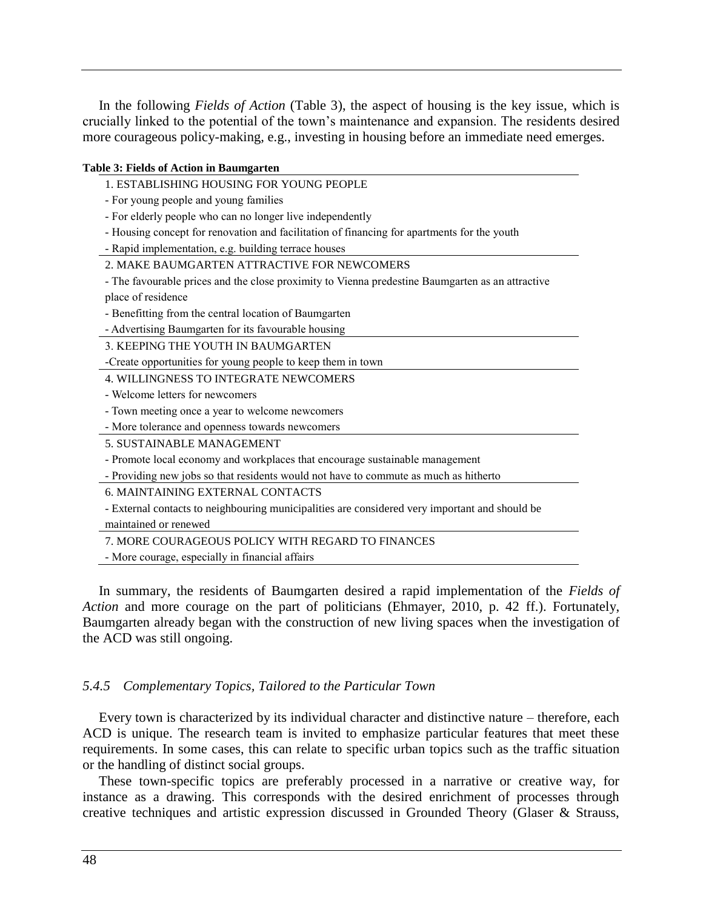In the following *Fields of Action* (Table 3), the aspect of housing is the key issue, which is crucially linked to the potential of the town's maintenance and expansion. The residents desired more courageous policy-making, e.g., investing in housing before an immediate need emerges.

**Table 3: Fields of Action in Baumgarten**

| |
|---|
| 1. ESTABLISHING HOUSING FOR YOUNG PEOPLE |
| - For young people and young families |
| - For elderly people who can no longer live independently |
| - Housing concept for renovation and facilitation of financing for apartments for the youth |
| - Rapid implementation, e.g. building terrace houses |
| 2. MAKE BAUMGARTEN ATTRACTIVE FOR NEWCOMERS |
| - The favourable prices and the close proximity to Vienna predestine Baumgarten as an attractive place of residence |
| - Benefitting from the central location of Baumgarten |
| - Advertising Baumgarten for its favourable housing |
| 3. KEEPING THE YOUTH IN BAUMGARTEN |
| -Create opportunities for young people to keep them in town |
| 4. WILLINGNESS TO INTEGRATE NEWCOMERS |
| - Welcome letters for newcomers |
| - Town meeting once a year to welcome newcomers |
| - More tolerance and openness towards newcomers |
| 5. SUSTAINABLE MANAGEMENT |
| - Promote local economy and workplaces that encourage sustainable management |
| - Providing new jobs so that residents would not have to commute as much as hitherto |
| 6. MAINTAINING EXTERNAL CONTACTS |
| - External contacts to neighbouring municipalities are considered very important and should be maintained or renewed |
| 7. MORE COURAGEOUS POLICY WITH REGARD TO FINANCES |
| - More courage, especially in financial affairs |

In summary, the residents of Baumgarten desired a rapid implementation of the *Fields of Action* and more courage on the part of politicians (Ehmayer, 2010, p. 42 ff.). Fortunately, Baumgarten already began with the construction of new living spaces when the investigation of the ACD was still ongoing.

### *5.4.5 Complementary Topics, Tailored to the Particular Town*

Every town is characterized by its individual character and distinctive nature – therefore, each ACD is unique. The research team is invited to emphasize particular features that meet these requirements. In some cases, this can relate to specific urban topics such as the traffic situation or the handling of distinct social groups.

These town-specific topics are preferably processed in a narrative or creative way, for instance as a drawing. This corresponds with the desired enrichment of processes through creative techniques and artistic expression discussed in Grounded Theory (Glaser & Strauss,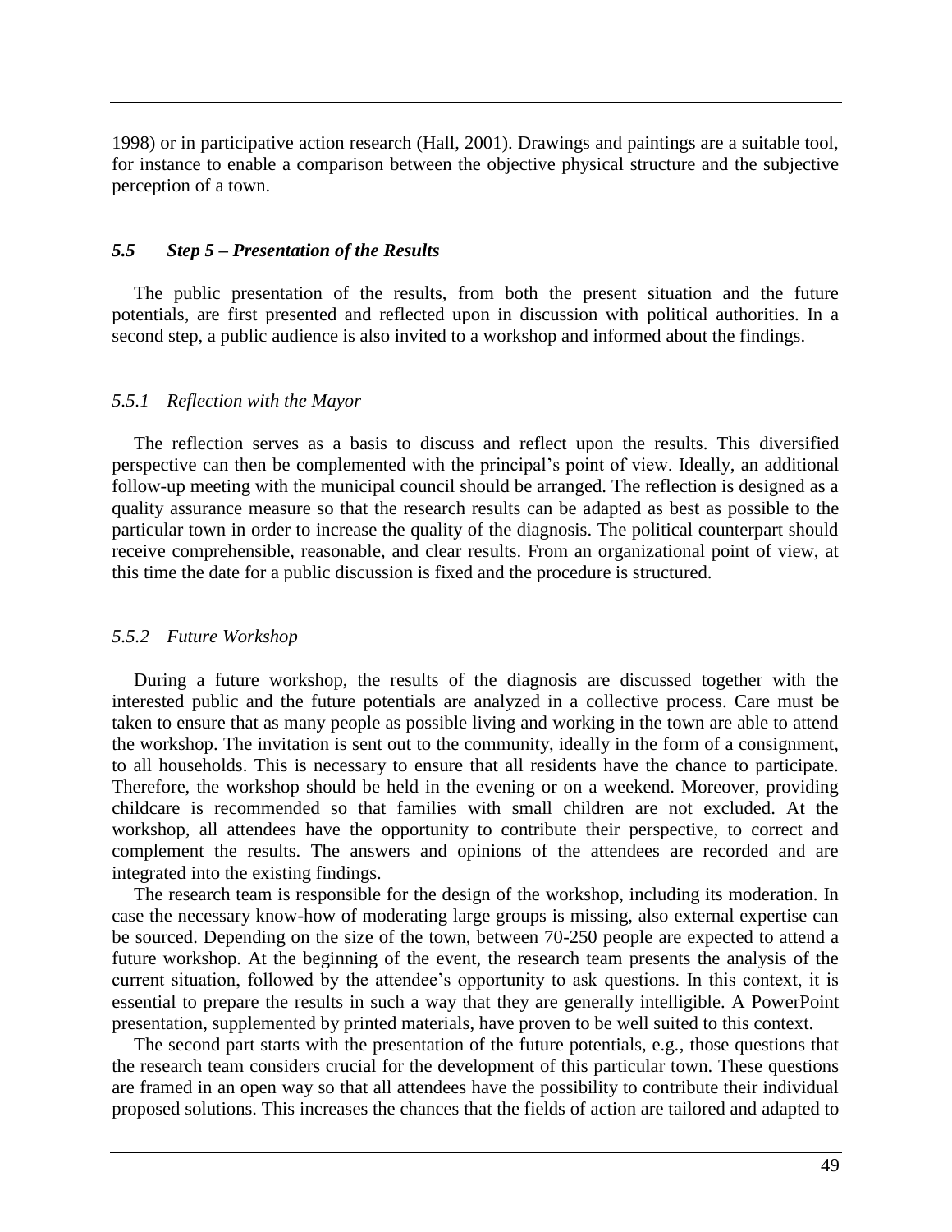1998) or in participative action research (Hall, 2001). Drawings and paintings are a suitable tool, for instance to enable a comparison between the objective physical structure and the subjective perception of a town.

### *5.5 Step 5 – Presentation of the Results*

The public presentation of the results, from both the present situation and the future potentials, are first presented and reflected upon in discussion with political authorities. In a second step, a public audience is also invited to a workshop and informed about the findings.

#### *5.5.1 Reflection with the Mayor*

The reflection serves as a basis to discuss and reflect upon the results. This diversified perspective can then be complemented with the principal's point of view. Ideally, an additional follow-up meeting with the municipal council should be arranged. The reflection is designed as a quality assurance measure so that the research results can be adapted as best as possible to the particular town in order to increase the quality of the diagnosis. The political counterpart should receive comprehensible, reasonable, and clear results. From an organizational point of view, at this time the date for a public discussion is fixed and the procedure is structured.

#### *5.5.2 Future Workshop*

During a future workshop, the results of the diagnosis are discussed together with the interested public and the future potentials are analyzed in a collective process. Care must be taken to ensure that as many people as possible living and working in the town are able to attend the workshop. The invitation is sent out to the community, ideally in the form of a consignment, to all households. This is necessary to ensure that all residents have the chance to participate. Therefore, the workshop should be held in the evening or on a weekend. Moreover, providing childcare is recommended so that families with small children are not excluded. At the workshop, all attendees have the opportunity to contribute their perspective, to correct and complement the results. The answers and opinions of the attendees are recorded and are integrated into the existing findings.

The research team is responsible for the design of the workshop, including its moderation. In case the necessary know-how of moderating large groups is missing, also external expertise can be sourced. Depending on the size of the town, between 70-250 people are expected to attend a future workshop. At the beginning of the event, the research team presents the analysis of the current situation, followed by the attendee's opportunity to ask questions. In this context, it is essential to prepare the results in such a way that they are generally intelligible. A PowerPoint presentation, supplemented by printed materials, have proven to be well suited to this context.

The second part starts with the presentation of the future potentials, e.g., those questions that the research team considers crucial for the development of this particular town. These questions are framed in an open way so that all attendees have the possibility to contribute their individual proposed solutions. This increases the chances that the fields of action are tailored and adapted to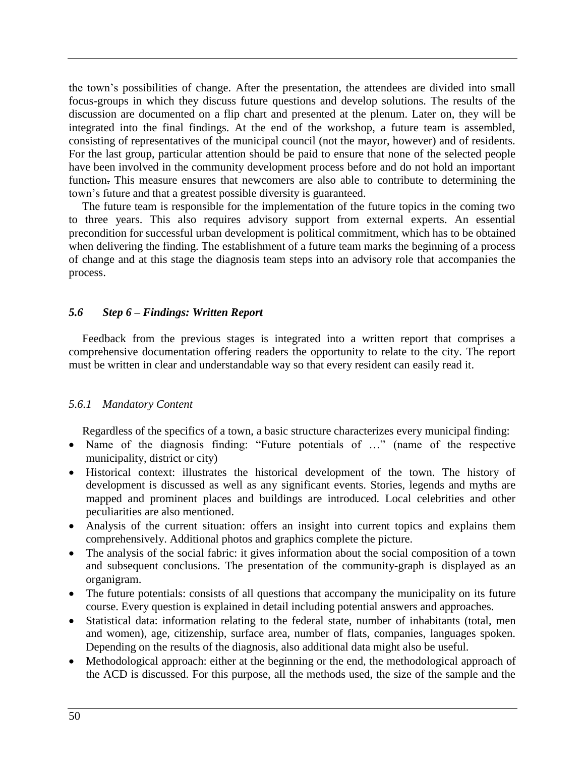the town's possibilities of change. After the presentation, the attendees are divided into small focus-groups in which they discuss future questions and develop solutions. The results of the discussion are documented on a flip chart and presented at the plenum. Later on, they will be integrated into the final findings. At the end of the workshop, a future team is assembled, consisting of representatives of the municipal council (not the mayor, however) and of residents. For the last group, particular attention should be paid to ensure that none of the selected people have been involved in the community development process before and do not hold an important function. This measure ensures that newcomers are also able to contribute to determining the town's future and that a greatest possible diversity is guaranteed.

The future team is responsible for the implementation of the future topics in the coming two to three years. This also requires advisory support from external experts. An essential precondition for successful urban development is political commitment, which has to be obtained when delivering the finding. The establishment of a future team marks the beginning of a process of change and at this stage the diagnosis team steps into an advisory role that accompanies the process.

### *5.6 Step 6 – Findings: Written Report*

Feedback from the previous stages is integrated into a written report that comprises a comprehensive documentation offering readers the opportunity to relate to the city. The report must be written in clear and understandable way so that every resident can easily read it.

#### *5.6.1 Mandatory Content*

Regardless of the specifics of a town, a basic structure characterizes every municipal finding:

- Name of the diagnosis finding: "Future potentials of …" (name of the respective municipality, district or city)
- Historical context: illustrates the historical development of the town. The history of development is discussed as well as any significant events. Stories, legends and myths are mapped and prominent places and buildings are introduced. Local celebrities and other peculiarities are also mentioned.
- Analysis of the current situation: offers an insight into current topics and explains them comprehensively. Additional photos and graphics complete the picture.
- The analysis of the social fabric: it gives information about the social composition of a town and subsequent conclusions. The presentation of the community-graph is displayed as an organigram.
- The future potentials: consists of all questions that accompany the municipality on its future course. Every question is explained in detail including potential answers and approaches.
- Statistical data: information relating to the federal state, number of inhabitants (total, men and women), age, citizenship, surface area, number of flats, companies, languages spoken. Depending on the results of the diagnosis, also additional data might also be useful.
- Methodological approach: either at the beginning or the end, the methodological approach of the ACD is discussed. For this purpose, all the methods used, the size of the sample and the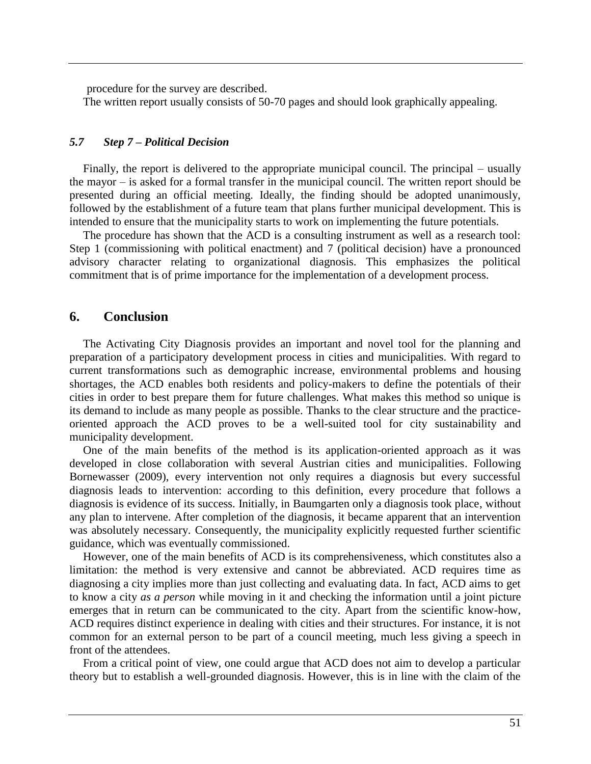procedure for the survey are described.

The written report usually consists of 50-70 pages and should look graphically appealing.

### *5.7 Step 7 – Political Decision*

Finally, the report is delivered to the appropriate municipal council. The principal – usually the mayor – is asked for a formal transfer in the municipal council. The written report should be presented during an official meeting. Ideally, the finding should be adopted unanimously, followed by the establishment of a future team that plans further municipal development. This is intended to ensure that the municipality starts to work on implementing the future potentials.

The procedure has shown that the ACD is a consulting instrument as well as a research tool: Step 1 (commissioning with political enactment) and 7 (political decision) have a pronounced advisory character relating to organizational diagnosis. This emphasizes the political commitment that is of prime importance for the implementation of a development process.

## 6. Conclusion

The Activating City Diagnosis provides an important and novel tool for the planning and preparation of a participatory development process in cities and municipalities. With regard to current transformations such as demographic increase, environmental problems and housing shortages, the ACD enables both residents and policy-makers to define the potentials of their cities in order to best prepare them for future challenges. What makes this method so unique is its demand to include as many people as possible. Thanks to the clear structure and the practice-oriented approach the ACD proves to be a well-suited tool for city sustainability and municipality development.

One of the main benefits of the method is its application-oriented approach as it was developed in close collaboration with several Austrian cities and municipalities. Following Bornewasser (2009), every intervention not only requires a diagnosis but every successful diagnosis leads to intervention: according to this definition, every procedure that follows a diagnosis is evidence of its success. Initially, in Baumgarten only a diagnosis took place, without any plan to intervene. After completion of the diagnosis, it became apparent that an intervention was absolutely necessary. Consequently, the municipality explicitly requested further scientific guidance, which was eventually commissioned.

However, one of the main benefits of ACD is its comprehensiveness, which constitutes also a limitation: the method is very extensive and cannot be abbreviated. ACD requires time as diagnosing a city implies more than just collecting and evaluating data. In fact, ACD aims to get to know a city *as a person* while moving in it and checking the information until a joint picture emerges that in return can be communicated to the city. Apart from the scientific know-how, ACD requires distinct experience in dealing with cities and their structures. For instance, it is not common for an external person to be part of a council meeting, much less giving a speech in front of the attendees.

From a critical point of view, one could argue that ACD does not aim to develop a particular theory but to establish a well-grounded diagnosis. However, this is in line with the claim of the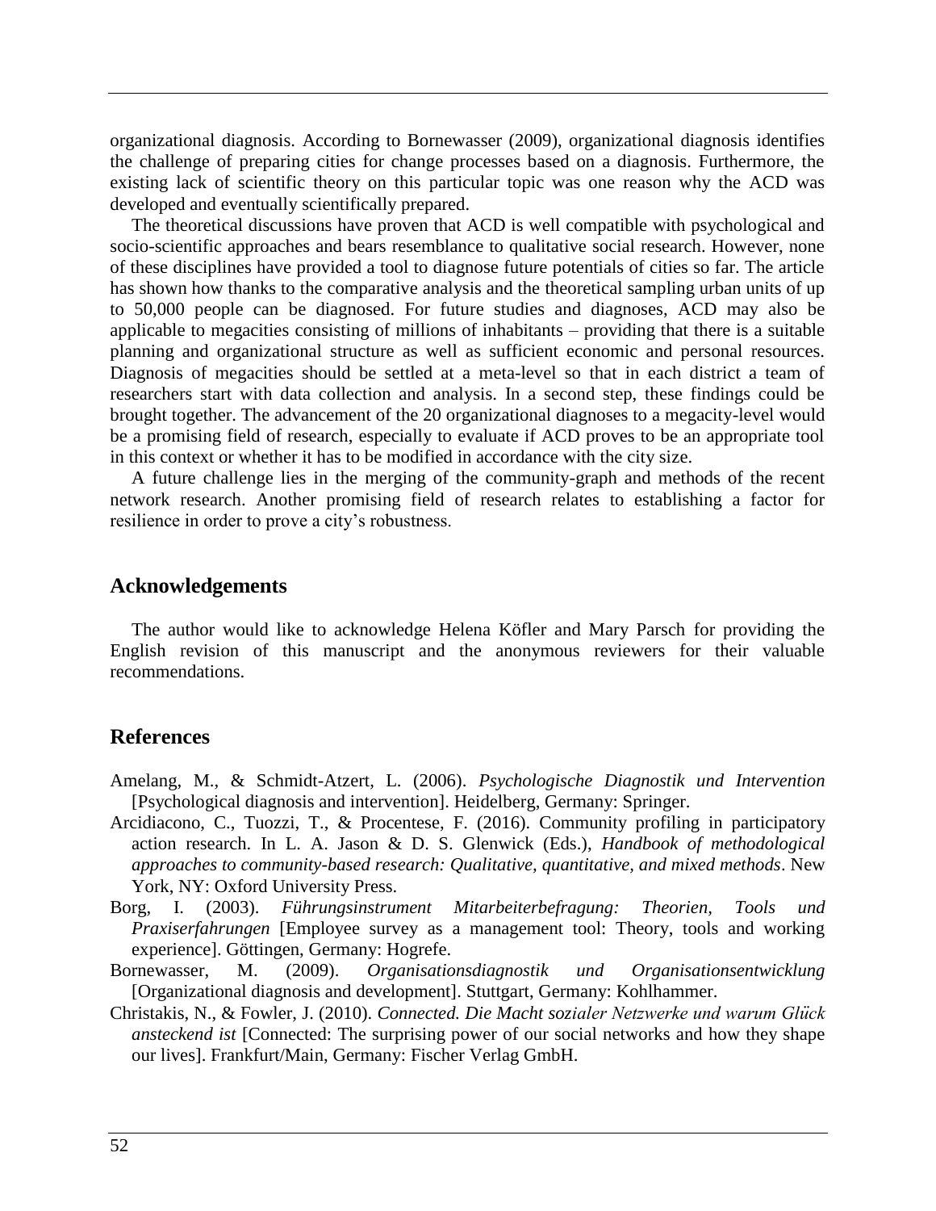organizational diagnosis. According to Bornewasser (2009), organizational diagnosis identifies the challenge of preparing cities for change processes based on a diagnosis. Furthermore, the existing lack of scientific theory on this particular topic was one reason why the ACD was developed and eventually scientifically prepared.

The theoretical discussions have proven that ACD is well compatible with psychological and socio-scientific approaches and bears resemblance to qualitative social research. However, none of these disciplines have provided a tool to diagnose future potentials of cities so far. The article has shown how thanks to the comparative analysis and the theoretical sampling urban units of up to 50,000 people can be diagnosed. For future studies and diagnoses, ACD may also be applicable to megacities consisting of millions of inhabitants – providing that there is a suitable planning and organizational structure as well as sufficient economic and personal resources. Diagnosis of megacities should be settled at a meta-level so that in each district a team of researchers start with data collection and analysis. In a second step, these findings could be brought together. The advancement of the 20 organizational diagnoses to a megacity-level would be a promising field of research, especially to evaluate if ACD proves to be an appropriate tool in this context or whether it has to be modified in accordance with the city size.

A future challenge lies in the merging of the community-graph and methods of the recent network research. Another promising field of research relates to establishing a factor for resilience in order to prove a city's robustness.

## Acknowledgements

The author would like to acknowledge Helena Köfler and Mary Parsch for providing the English revision of this manuscript and the anonymous reviewers for their valuable recommendations.

## References

Amelang, M., & Schmidt-Atzert, L. (2006). *Psychologische Diagnostik und Intervention* [Psychological diagnosis and intervention]. Heidelberg, Germany: Springer.

Arcidiacono, C., Tuozzi, T., & Procentese, F. (2016). Community profiling in participatory action research. In L. A. Jason & D. S. Glenwick (Eds.), *Handbook of methodological approaches to community-based research: Qualitative, quantitative, and mixed methods*. New York, NY: Oxford University Press.

Borg, I. (2003). *Führungsinstrument Mitarbeiterbefragung: Theorien, Tools und Praxiserfahrungen* [Employee survey as a management tool: Theory, tools and working experience]. Göttingen, Germany: Hogrefe.

Bornewasser, M. (2009). *Organisationsdiagnostik und Organisationsentwicklung* [Organizational diagnosis and development]. Stuttgart, Germany: Kohlhammer.

Christakis, N., & Fowler, J. (2010). *Connected. Die Macht sozialer Netzwerke und warum Glück ansteckend ist* [Connected: The surprising power of our social networks and how they shape our lives]. Frankfurt/Main, Germany: Fischer Verlag GmbH.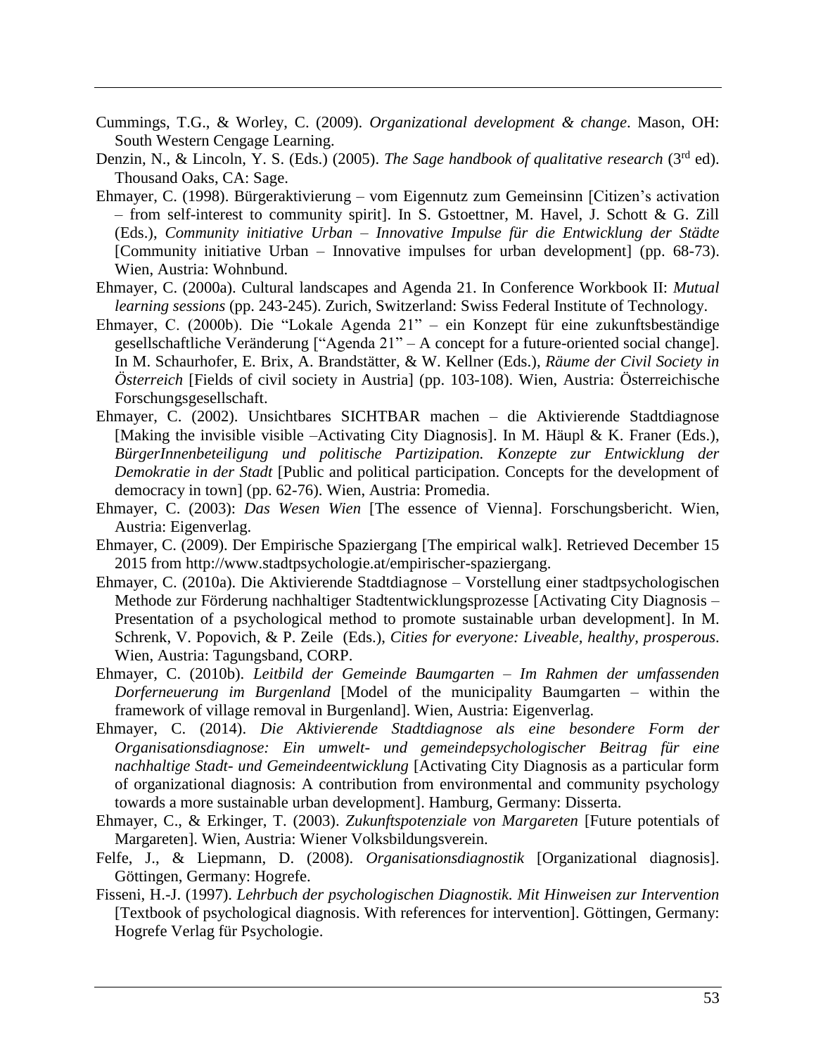Cummings, T.G., & Worley, C. (2009). *Organizational development & change*. Mason, OH: South Western Cengage Learning.

Denzin, N., & Lincoln, Y. S. (Eds.) (2005). *The Sage handbook of qualitative research* (3rd ed). Thousand Oaks, CA: Sage.

Ehmayer, C. (1998). Bürgeraktivierung – vom Eigennutz zum Gemeinsinn [Citizen's activation – from self-interest to community spirit]. In S. Gstoettner, M. Havel, J. Schott & G. Zill (Eds.), *Community initiative Urban – Innovative Impulse für die Entwicklung der Städte* [Community initiative Urban – Innovative impulses for urban development] (pp. 68-73). Wien, Austria: Wohnbund.

Ehmayer, C. (2000a). Cultural landscapes and Agenda 21. In Conference Workbook II: *Mutual learning sessions* (pp. 243-245). Zurich, Switzerland: Swiss Federal Institute of Technology.

Ehmayer, C. (2000b). Die "Lokale Agenda 21" – ein Konzept für eine zukunftsbeständige gesellschaftliche Veränderung ["Agenda 21" – A concept for a future-oriented social change]. In M. Schaurhofer, E. Brix, A. Brandstätter, & W. Kellner (Eds.), *Räume der Civil Society in Österreich* [Fields of civil society in Austria] (pp. 103-108). Wien, Austria: Österreichische Forschungsgesellschaft.

Ehmayer, C. (2002). Unsichtbares SICHTBAR machen – die Aktivierende Stadtdiagnose [Making the invisible visible –Activating City Diagnosis]. In M. Häupl & K. Franer (Eds.), *BürgerInnenbeteiligung und politische Partizipation. Konzepte zur Entwicklung der Demokratie in der Stadt* [Public and political participation. Concepts for the development of democracy in town] (pp. 62-76). Wien, Austria: Promedia.

Ehmayer, C. (2003): *Das Wesen Wien* [The essence of Vienna]. Forschungsbericht. Wien, Austria: Eigenverlag.

Ehmayer, C. (2009). Der Empirische Spaziergang [The empirical walk]. Retrieved December 15 2015 from http://www.stadtpsychologie.at/empirischer-spaziergang.

Ehmayer, C. (2010a). Die Aktivierende Stadtdiagnose – Vorstellung einer stadtpsychologischen Methode zur Förderung nachhaltiger Stadtentwicklungsprozesse [Activating City Diagnosis – Presentation of a psychological method to promote sustainable urban development]. In M. Schrenk, V. Popovich, & P. Zeile (Eds.), *Cities for everyone: Liveable, healthy, prosperous*. Wien, Austria: Tagungsband, CORP.

Ehmayer, C. (2010b). *Leitbild der Gemeinde Baumgarten – Im Rahmen der umfassenden Dorferneuerung im Burgenland* [Model of the municipality Baumgarten – within the framework of village removal in Burgenland]. Wien, Austria: Eigenverlag.

Ehmayer, C. (2014). *Die Aktivierende Stadtdiagnose als eine besondere Form der Organisationsdiagnose: Ein umwelt- und gemeindepsychologischer Beitrag für eine nachhaltige Stadt- und Gemeindeentwicklung* [Activating City Diagnosis as a particular form of organizational diagnosis: A contribution from environmental and community psychology towards a more sustainable urban development]. Hamburg, Germany: Disserta.

Ehmayer, C., & Erkinger, T. (2003). *Zukunftspotenziale von Margareten* [Future potentials of Margareten]. Wien, Austria: Wiener Volksbildungsverein.

Felfe, J., & Liepmann, D. (2008). *Organisationsdiagnostik* [Organizational diagnosis]. Göttingen, Germany: Hogrefe.

Fisseni, H.-J. (1997). *Lehrbuch der psychologischen Diagnostik. Mit Hinweisen zur Intervention* [Textbook of psychological diagnosis. With references for intervention]. Göttingen, Germany: Hogrefe Verlag für Psychologie.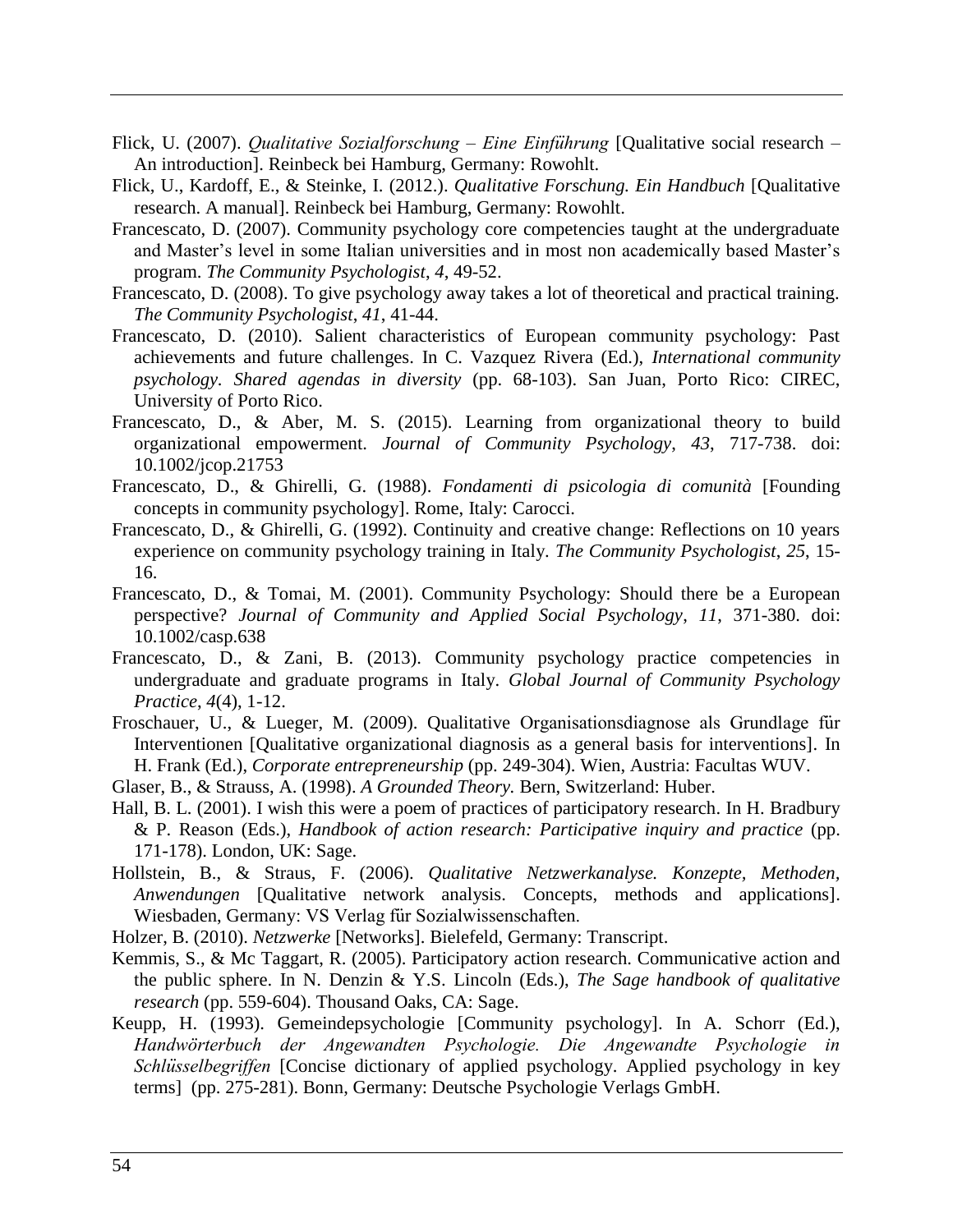Flick, U. (2007). *Qualitative Sozialforschung – Eine Einführung* [Qualitative social research – An introduction]. Reinbeck bei Hamburg, Germany: Rowohlt.

Flick, U., Kardoff, E., & Steinke, I. (2012.). *Qualitative Forschung. Ein Handbuch* [Qualitative research. A manual]. Reinbeck bei Hamburg, Germany: Rowohlt.

Francescato, D. (2007). Community psychology core competencies taught at the undergraduate and Master's level in some Italian universities and in most non academically based Master's program. *The Community Psychologist*, *4*, 49-52.

Francescato, D. (2008). To give psychology away takes a lot of theoretical and practical training. *The Community Psychologist*, *41*, 41-44.

Francescato, D. (2010). Salient characteristics of European community psychology: Past achievements and future challenges. In C. Vazquez Rivera (Ed.), *International community psychology. Shared agendas in diversity* (pp. 68-103). San Juan, Porto Rico: CIREC, University of Porto Rico.

Francescato, D., & Aber, M. S. (2015). Learning from organizational theory to build organizational empowerment. *Journal of Community Psychology*, *43*, 717-738. doi: 10.1002/jcop.21753

Francescato, D., & Ghirelli, G. (1988). *Fondamenti di psicologia di comunità* [Founding concepts in community psychology]. Rome, Italy: Carocci.

Francescato, D., & Ghirelli, G. (1992). Continuity and creative change: Reflections on 10 years experience on community psychology training in Italy. *The Community Psychologist*, *25*, 15-16.

Francescato, D., & Tomai, M. (2001). Community Psychology: Should there be a European perspective? *Journal of Community and Applied Social Psychology*, *11*, 371-380. doi: 10.1002/casp.638

Francescato, D., & Zani, B. (2013). Community psychology practice competencies in undergraduate and graduate programs in Italy. *Global Journal of Community Psychology Practice*, *4*(4), 1-12.

Froschauer, U., & Lueger, M. (2009). Qualitative Organisationsdiagnose als Grundlage für Interventionen [Qualitative organizational diagnosis as a general basis for interventions]. In H. Frank (Ed.), *Corporate entrepreneurship* (pp. 249-304). Wien, Austria: Facultas WUV.

Glaser, B., & Strauss, A. (1998). *A Grounded Theory.* Bern, Switzerland: Huber.

Hall, B. L. (2001). I wish this were a poem of practices of participatory research. In H. Bradbury & P. Reason (Eds.), *Handbook of action research: Participative inquiry and practice* (pp. 171-178). London, UK: Sage.

Hollstein, B., & Straus, F. (2006). *Qualitative Netzwerkanalyse. Konzepte, Methoden, Anwendungen* [Qualitative network analysis. Concepts, methods and applications]. Wiesbaden, Germany: VS Verlag für Sozialwissenschaften.

Holzer, B. (2010). *Netzwerke* [Networks]. Bielefeld, Germany: Transcript.

Kemmis, S., & Mc Taggart, R. (2005). Participatory action research. Communicative action and the public sphere. In N. Denzin & Y.S. Lincoln (Eds.), *The Sage handbook of qualitative research* (pp. 559-604). Thousand Oaks, CA: Sage.

Keupp, H. (1993). Gemeindepsychologie [Community psychology]. In A. Schorr (Ed.), *Handwörterbuch der Angewandten Psychologie. Die Angewandte Psychologie in Schlüsselbegriffen* [Concise dictionary of applied psychology. Applied psychology in key terms] (pp. 275-281). Bonn, Germany: Deutsche Psychologie Verlags GmbH.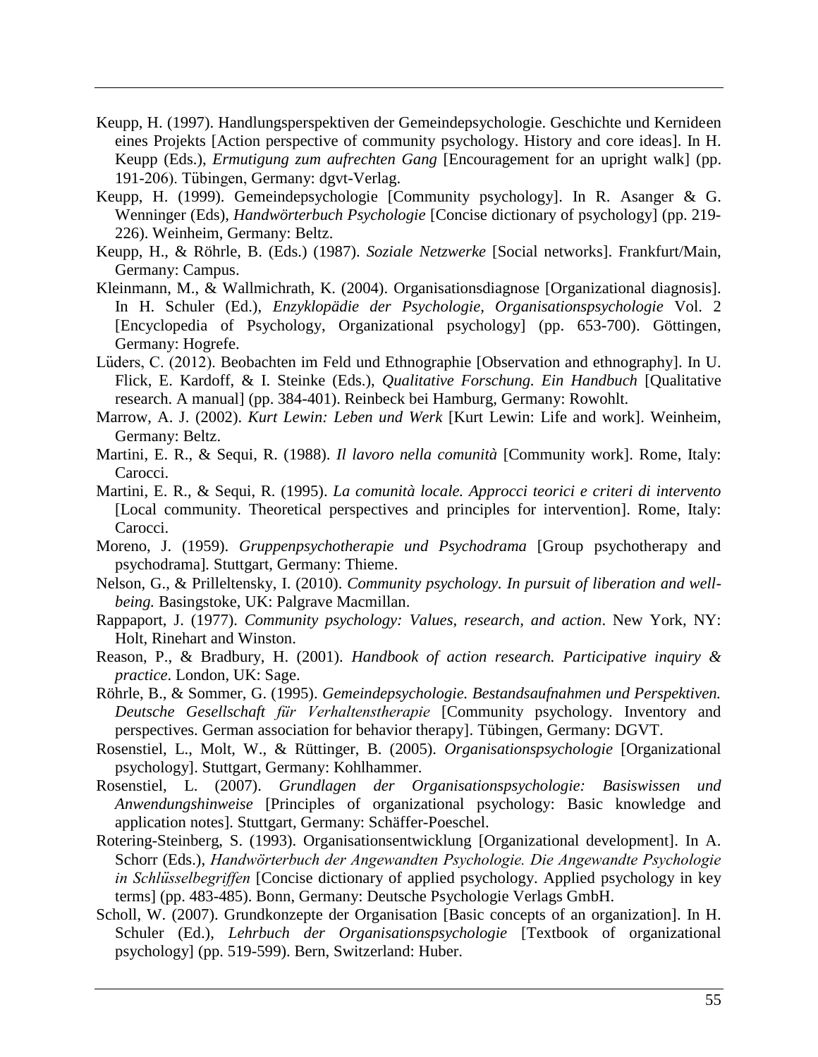Keupp, H. (1997). Handlungsperspektiven der Gemeindepsychologie. Geschichte und Kernideen eines Projekts [Action perspective of community psychology. History and core ideas]. In H. Keupp (Eds.), *Ermutigung zum aufrechten Gang* [Encouragement for an upright walk] (pp. 191-206). Tübingen, Germany: dgvt-Verlag.

Keupp, H. (1999). Gemeindepsychologie [Community psychology]. In R. Asanger & G. Wenninger (Eds), *Handwörterbuch Psychologie* [Concise dictionary of psychology] (pp. 219-226). Weinheim, Germany: Beltz.

Keupp, H., & Röhrle, B. (Eds.) (1987). *Soziale Netzwerke* [Social networks]. Frankfurt/Main, Germany: Campus.

Kleinmann, M., & Wallmichrath, K. (2004). Organisationsdiagnose [Organizational diagnosis]. In H. Schuler (Ed.), *Enzyklopädie der Psychologie, Organisationspsychologie* Vol. 2 [Encyclopedia of Psychology, Organizational psychology] (pp. 653-700). Göttingen, Germany: Hogrefe.

Lüders, C. (2012). Beobachten im Feld und Ethnographie [Observation and ethnography]. In U. Flick, E. Kardoff, & I. Steinke (Eds.), *Qualitative Forschung. Ein Handbuch* [Qualitative research. A manual] (pp. 384-401). Reinbeck bei Hamburg, Germany: Rowohlt.

Marrow, A. J. (2002). *Kurt Lewin: Leben und Werk* [Kurt Lewin: Life and work]. Weinheim, Germany: Beltz.

Martini, E. R., & Sequi, R. (1988). *Il lavoro nella comunità* [Community work]. Rome, Italy: Carocci.

Martini, E. R., & Sequi, R. (1995). *La comunità locale. Approcci teorici e criteri di intervento* [Local community. Theoretical perspectives and principles for intervention]. Rome, Italy: Carocci.

Moreno, J. (1959). *Gruppenpsychotherapie und Psychodrama* [Group psychotherapy and psychodrama]. Stuttgart, Germany: Thieme.

Nelson, G., & Prilleltensky, I. (2010). *Community psychology. In pursuit of liberation and well-being.* Basingstoke, UK: Palgrave Macmillan.

Rappaport, J. (1977). *Community psychology: Values, research, and action*. New York, NY: Holt, Rinehart and Winston.

Reason, P., & Bradbury, H. (2001). *Handbook of action research. Participative inquiry & practice*. London, UK: Sage.

Röhrle, B., & Sommer, G. (1995). *Gemeindepsychologie. Bestandsaufnahmen und Perspektiven. Deutsche Gesellschaft für Verhaltenstherapie* [Community psychology. Inventory and perspectives. German association for behavior therapy]. Tübingen, Germany: DGVT.

Rosenstiel, L., Molt, W., & Rüttinger, B. (2005). *Organisationspsychologie* [Organizational psychology]. Stuttgart, Germany: Kohlhammer.

Rosenstiel, L. (2007). *Grundlagen der Organisationspsychologie: Basiswissen und Anwendungshinweise* [Principles of organizational psychology: Basic knowledge and application notes]. Stuttgart, Germany: Schäffer-Poeschel.

Rotering-Steinberg, S. (1993). Organisationsentwicklung [Organizational development]. In A. Schorr (Eds.), *Handwörterbuch der Angewandten Psychologie. Die Angewandte Psychologie in Schlüsselbegriffen* [Concise dictionary of applied psychology. Applied psychology in key terms] (pp. 483-485). Bonn, Germany: Deutsche Psychologie Verlags GmbH.

Scholl, W. (2007). Grundkonzepte der Organisation [Basic concepts of an organization]. In H. Schuler (Ed.), *Lehrbuch der Organisationspsychologie* [Textbook of organizational psychology] (pp. 519-599). Bern, Switzerland: Huber.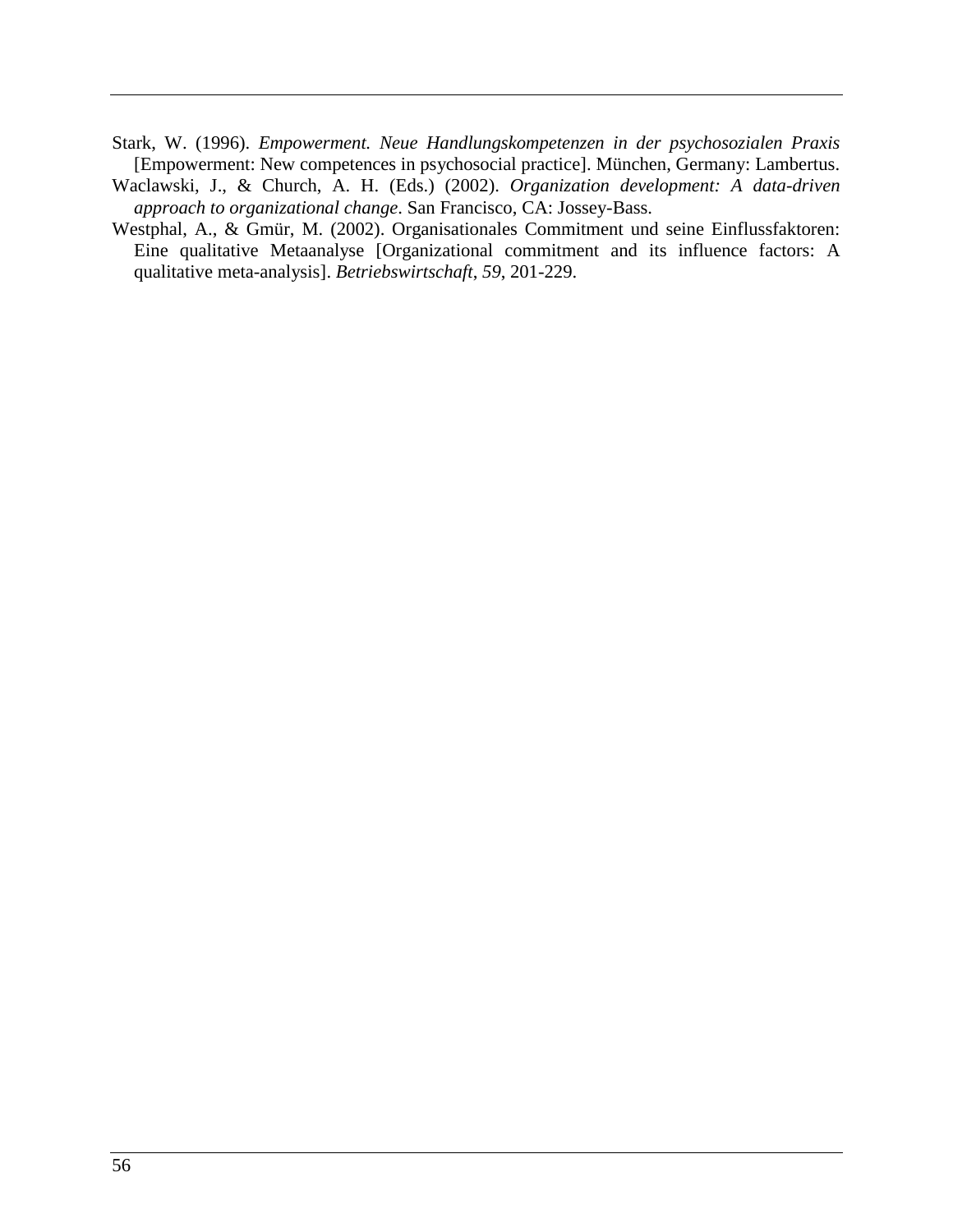Stark, W. (1996). *Empowerment. Neue Handlungskompetenzen in der psychosozialen Praxis* [Empowerment: New competences in psychosocial practice]. München, Germany: Lambertus.

Waclawski, J., & Church, A. H. (Eds.) (2002). *Organization development: A data-driven approach to organizational change*. San Francisco, CA: Jossey-Bass.

Westphal, A., & Gmür, M. (2002). Organisationales Commitment und seine Einflussfaktoren: Eine qualitative Metaanalyse [Organizational commitment and its influence factors: A qualitative meta-analysis]. *Betriebswirtschaft*, *59*, 201-229.